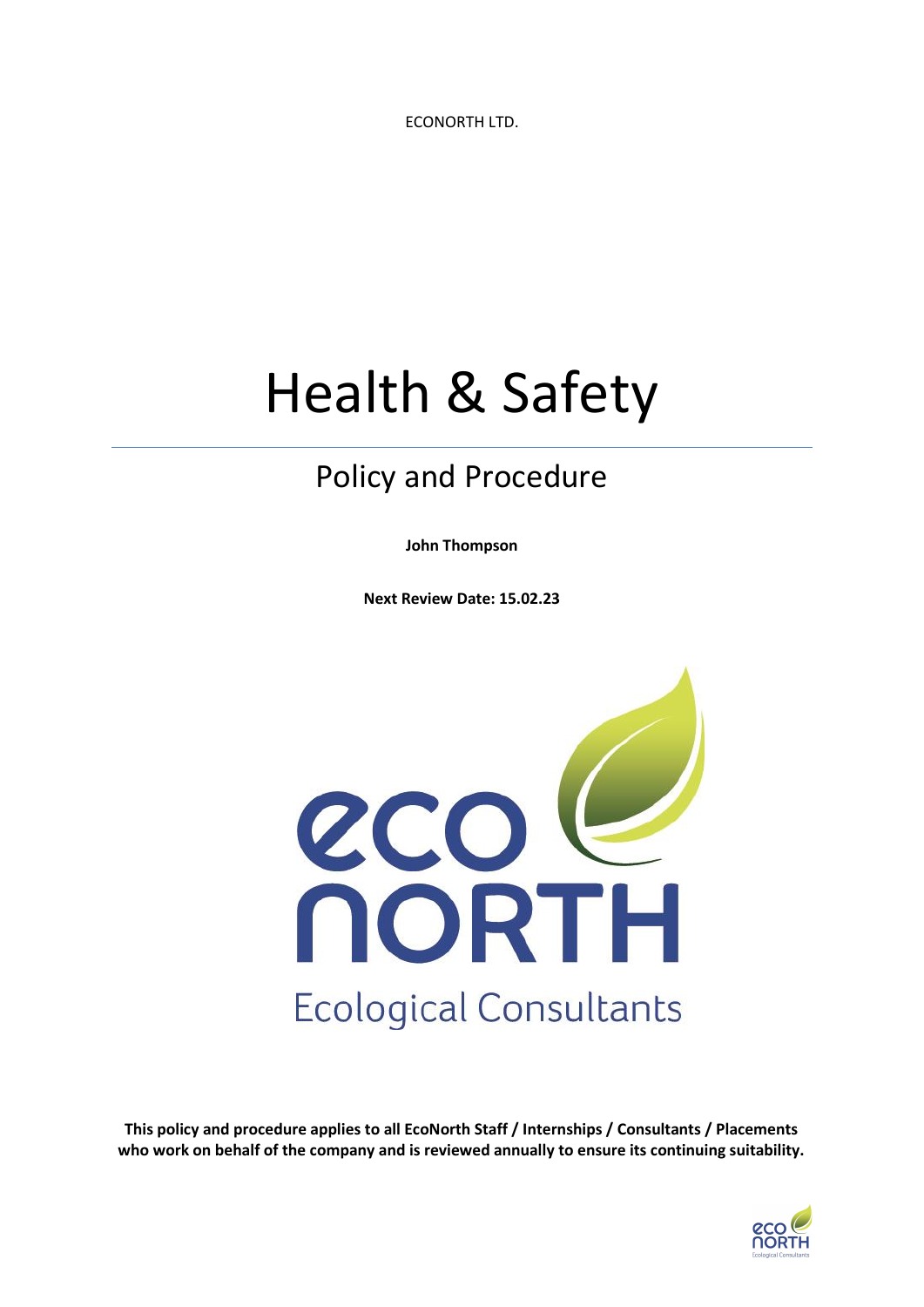ECONORTH LTD.

# Health & Safety

## Policy and Procedure

**John Thompson**

**Next Review Date: 15.02.23**

eco NORTH

Ecological Consultants

**This policy and procedure applies to all EcoNorth Staff / Internships / Consultants / Placements who work on behalf of the company and is reviewed annually to ensure its continuing suitability.**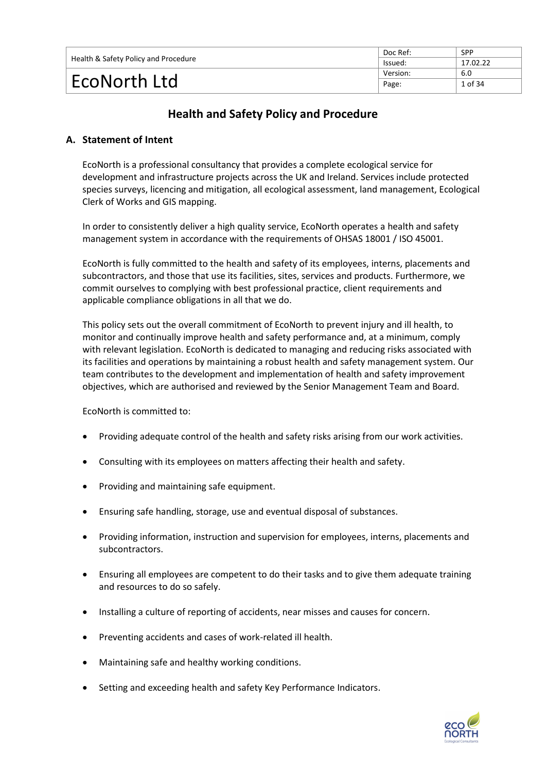# Health and Safety Policy and Procedure

## A. Statement of Intent

EcoNorth is a professional consultancy that provides a complete ecological service for development and infrastructure projects across the UK and Ireland. Services include protected species surveys, licencing and mitigation, all ecological assessment, land management, Ecological Clerk of Works and GIS mapping.

In order to consistently deliver a high quality service, EcoNorth operates a health and safety management system in accordance with the requirements of OHSAS 18001 / ISO 45001.

EcoNorth is fully committed to the health and safety of its employees, interns, placements and subcontractors, and those that use its facilities, sites, services and products. Furthermore, we commit ourselves to complying with best professional practice, client requirements and applicable compliance obligations in all that we do.

This policy sets out the overall commitment of EcoNorth to prevent injury and ill health, to monitor and continually improve health and safety performance and, at a minimum, comply with relevant legislation. EcoNorth is dedicated to managing and reducing risks associated with its facilities and operations by maintaining a robust health and safety management system. Our team contributes to the development and implementation of health and safety improvement objectives, which are authorised and reviewed by the Senior Management Team and Board.

EcoNorth is committed to:

- Providing adequate control of the health and safety risks arising from our work activities.
- Consulting with its employees on matters affecting their health and safety.
- Providing and maintaining safe equipment.
- Ensuring safe handling, storage, use and eventual disposal of substances.
- Providing information, instruction and supervision for employees, interns, placements and subcontractors.
- Ensuring all employees are competent to do their tasks and to give them adequate training and resources to do so safely.
- Installing a culture of reporting of accidents, near misses and causes for concern.
- Preventing accidents and cases of work-related ill health.
- Maintaining safe and healthy working conditions.
- Setting and exceeding health and safety Key Performance Indicators.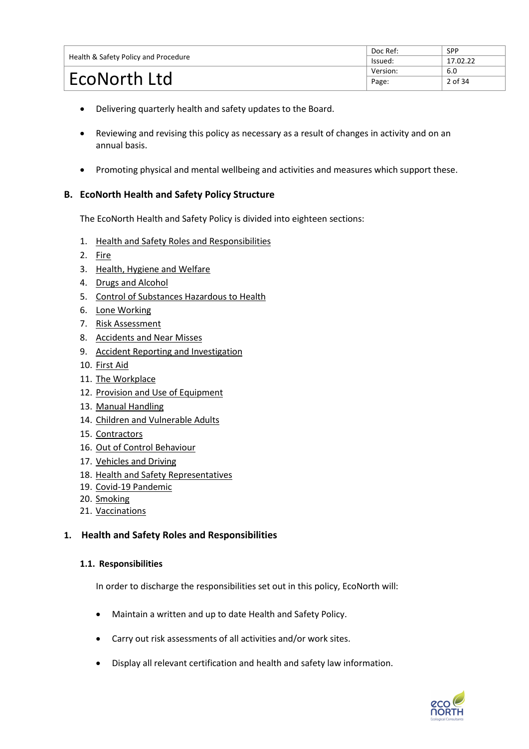- Delivering quarterly health and safety updates to the Board.
- Reviewing and revising this policy as necessary as a result of changes in activity and on an annual basis.
- Promoting physical and mental wellbeing and activities and measures which support these.

## B. EcoNorth Health and Safety Policy Structure

The EcoNorth Health and Safety Policy is divided into eighteen sections:

1. Health and Safety Roles and Responsibilities
2. Fire
3. Health, Hygiene and Welfare
4. Drugs and Alcohol
5. Control of Substances Hazardous to Health
6. Lone Working
7. Risk Assessment
8. Accidents and Near Misses
9. Accident Reporting and Investigation
10. First Aid
11. The Workplace
12. Provision and Use of Equipment
13. Manual Handling
14. Children and Vulnerable Adults
15. Contractors
16. Out of Control Behaviour
17. Vehicles and Driving
18. Health and Safety Representatives
19. Covid-19 Pandemic
20. Smoking
21. Vaccinations

## 1. Health and Safety Roles and Responsibilities

### 1.1. Responsibilities

In order to discharge the responsibilities set out in this policy, EcoNorth will:

- Maintain a written and up to date Health and Safety Policy.
- Carry out risk assessments of all activities and/or work sites.
- Display all relevant certification and health and safety law information.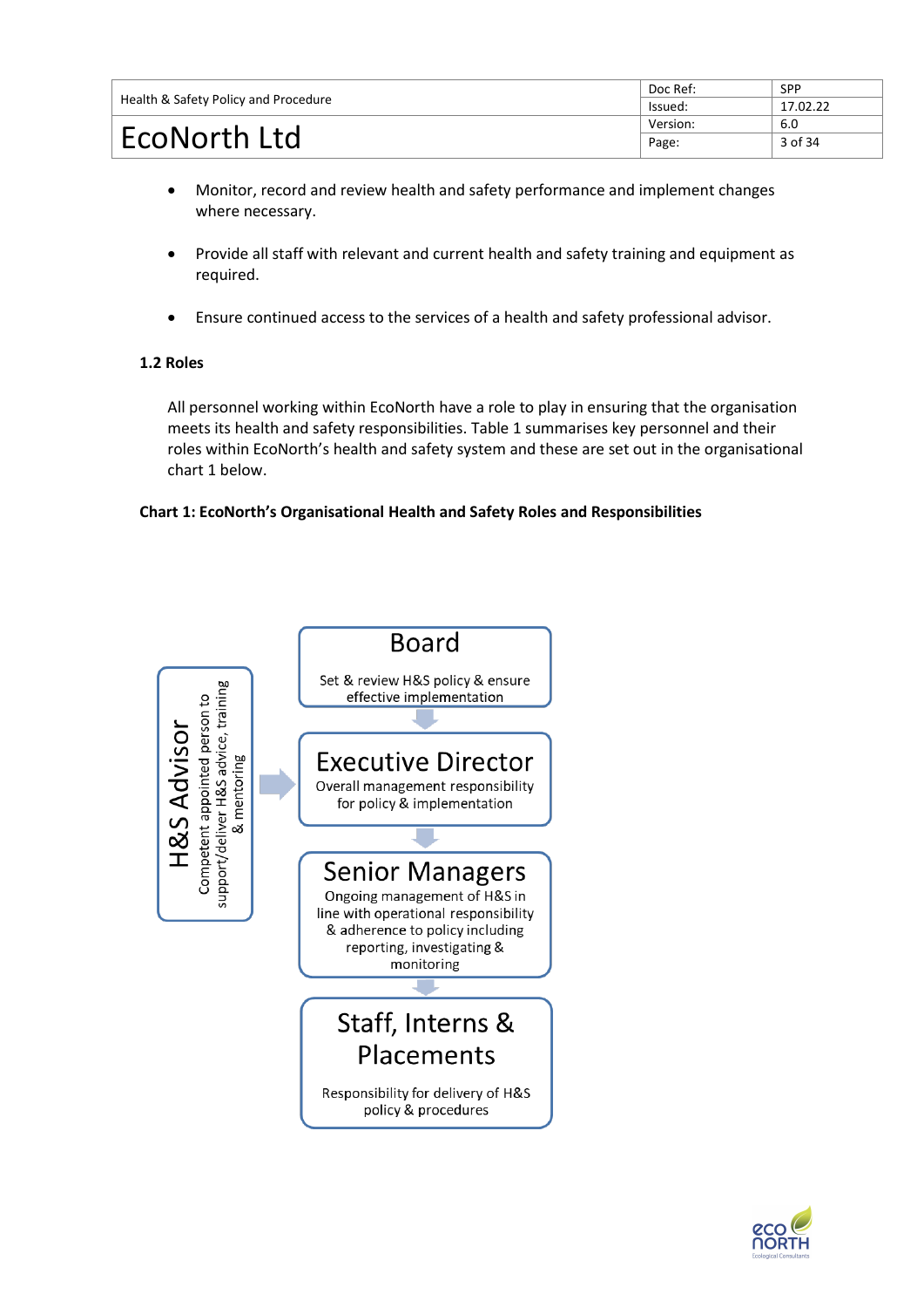- Monitor, record and review health and safety performance and implement changes where necessary.

- Provide all staff with relevant and current health and safety training and equipment as required.

- Ensure continued access to the services of a health and safety professional advisor.

### 1.2 Roles

All personnel working within EcoNorth have a role to play in ensuring that the organisation meets its health and safety responsibilities. Table 1 summarises key personnel and their roles within EcoNorth's health and safety system and these are set out in the organisational chart 1 below.

**Chart 1: EcoNorth's Organisational Health and Safety Roles and Responsibilities**

H&S Advisor
Competent appointed person to support/deliver H&S advice, training & mentoring

Board
Set & review H&S policy & ensure effective implementation

Executive Director
Overall management responsibility for policy & implementation

Senior Managers
Ongoing management of H&S in line with operational responsibility & adherence to policy including reporting, investigating & monitoring

Staff, Interns & Placements
Responsibility for delivery of H&S policy & procedures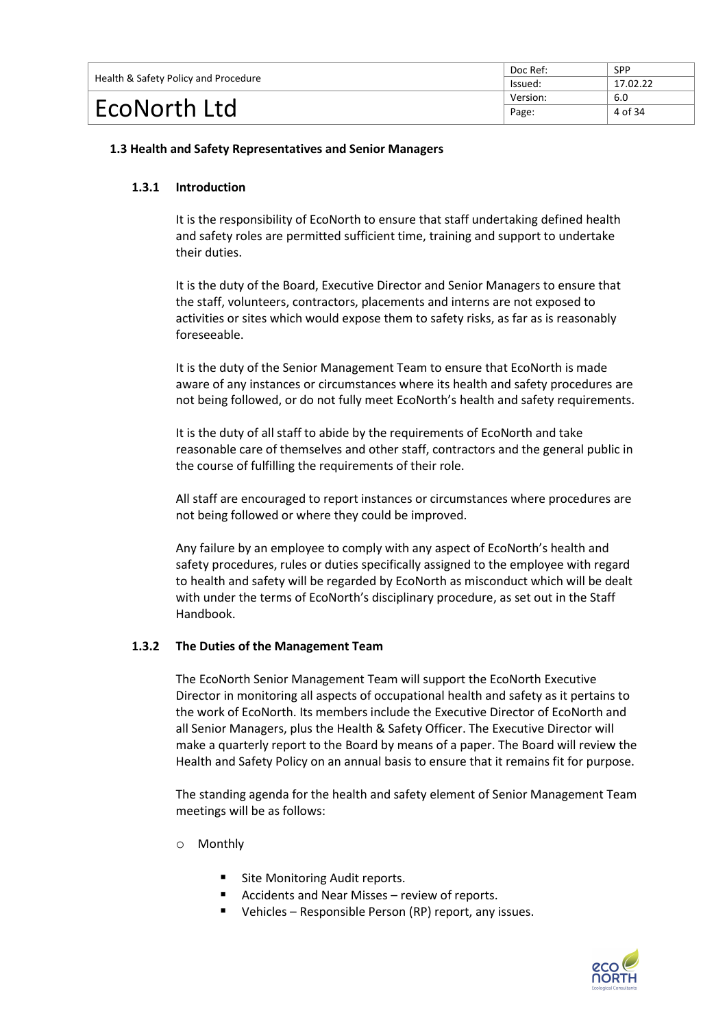### 1.3 Health and Safety Representatives and Senior Managers

#### 1.3.1 Introduction

It is the responsibility of EcoNorth to ensure that staff undertaking defined health and safety roles are permitted sufficient time, training and support to undertake their duties.

It is the duty of the Board, Executive Director and Senior Managers to ensure that the staff, volunteers, contractors, placements and interns are not exposed to activities or sites which would expose them to safety risks, as far as is reasonably foreseeable.

It is the duty of the Senior Management Team to ensure that EcoNorth is made aware of any instances or circumstances where its health and safety procedures are not being followed, or do not fully meet EcoNorth's health and safety requirements.

It is the duty of all staff to abide by the requirements of EcoNorth and take reasonable care of themselves and other staff, contractors and the general public in the course of fulfilling the requirements of their role.

All staff are encouraged to report instances or circumstances where procedures are not being followed or where they could be improved.

Any failure by an employee to comply with any aspect of EcoNorth's health and safety procedures, rules or duties specifically assigned to the employee with regard to health and safety will be regarded by EcoNorth as misconduct which will be dealt with under the terms of EcoNorth's disciplinary procedure, as set out in the Staff Handbook.

#### 1.3.2 The Duties of the Management Team

The EcoNorth Senior Management Team will support the EcoNorth Executive Director in monitoring all aspects of occupational health and safety as it pertains to the work of EcoNorth. Its members include the Executive Director of EcoNorth and all Senior Managers, plus the Health & Safety Officer. The Executive Director will make a quarterly report to the Board by means of a paper. The Board will review the Health and Safety Policy on an annual basis to ensure that it remains fit for purpose.

The standing agenda for the health and safety element of Senior Management Team meetings will be as follows:

- Monthly
  - Site Monitoring Audit reports.
  - Accidents and Near Misses – review of reports.
  - Vehicles – Responsible Person (RP) report, any issues.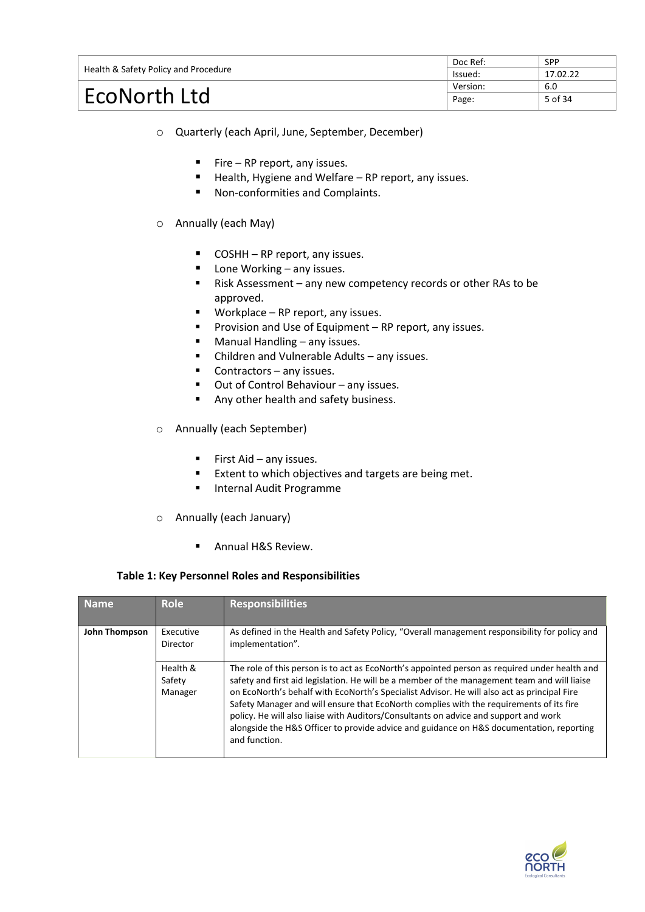- Quarterly (each April, June, September, December)
    - Fire – RP report, any issues.
    - Health, Hygiene and Welfare – RP report, any issues.
    - Non-conformities and Complaints.
- Annually (each May)
    - COSHH – RP report, any issues.
    - Lone Working – any issues.
    - Risk Assessment – any new competency records or other RAs to be approved.
    - Workplace – RP report, any issues.
    - Provision and Use of Equipment – RP report, any issues.
    - Manual Handling – any issues.
    - Children and Vulnerable Adults – any issues.
    - Contractors – any issues.
    - Out of Control Behaviour – any issues.
    - Any other health and safety business.
- Annually (each September)
    - First Aid – any issues.
    - Extent to which objectives and targets are being met.
    - Internal Audit Programme
- Annually (each January)
    - Annual H&S Review.

**Table 1: Key Personnel Roles and Responsibilities**

| Name | Role | Responsibilities |
|---|---|---|
| **John Thompson** | Executive Director | As defined in the Health and Safety Policy, "Overall management responsibility for policy and implementation". |
| | Health & Safety Manager | The role of this person is to act as EcoNorth's appointed person as required under health and safety and first aid legislation. He will be a member of the management team and will liaise on EcoNorth's behalf with EcoNorth's Specialist Advisor. He will also act as principal Fire Safety Manager and will ensure that EcoNorth complies with the requirements of its fire policy. He will also liaise with Auditors/Consultants on advice and support and work alongside the H&S Officer to provide advice and guidance on H&S documentation, reporting and function. |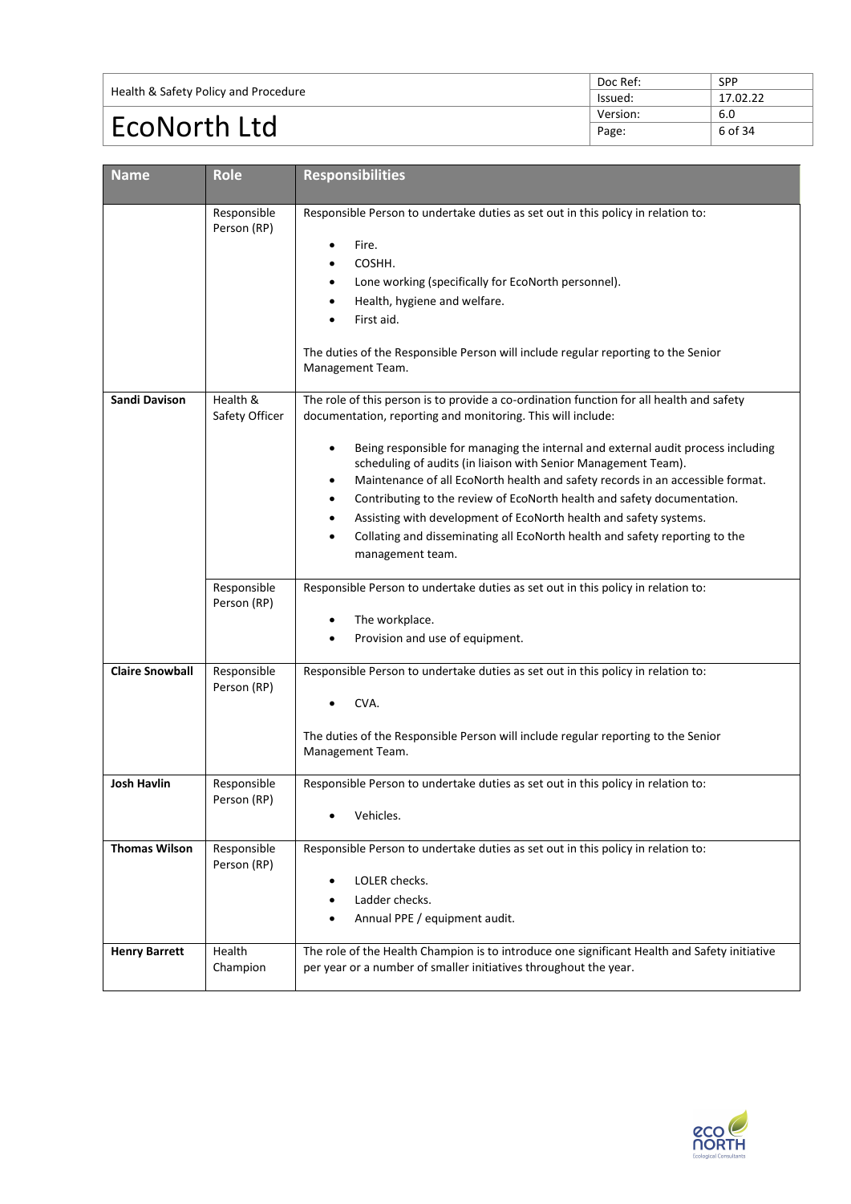| Name | Role | Responsibilities |
|---|---|---|
| | Responsible Person (RP) | Responsible Person to undertake duties as set out in this policy in relation to:<br><br>• Fire.<br>• COSHH.<br>• Lone working (specifically for EcoNorth personnel).<br>• Health, hygiene and welfare.<br>• First aid.<br><br>The duties of the Responsible Person will include regular reporting to the Senior Management Team. |
| **Sandi Davison** | Health & Safety Officer | The role of this person is to provide a co-ordination function for all health and safety documentation, reporting and monitoring. This will include:<br><br>• Being responsible for managing the internal and external audit process including scheduling of audits (in liaison with Senior Management Team).<br>• Maintenance of all EcoNorth health and safety records in an accessible format.<br>• Contributing to the review of EcoNorth health and safety documentation.<br>• Assisting with development of EcoNorth health and safety systems.<br>• Collating and disseminating all EcoNorth health and safety reporting to the management team. |
| | Responsible Person (RP) | Responsible Person to undertake duties as set out in this policy in relation to:<br><br>• The workplace.<br>• Provision and use of equipment. |
| **Claire Snowball** | Responsible Person (RP) | Responsible Person to undertake duties as set out in this policy in relation to:<br><br>• CVA.<br><br>The duties of the Responsible Person will include regular reporting to the Senior Management Team. |
| **Josh Havlin** | Responsible Person (RP) | Responsible Person to undertake duties as set out in this policy in relation to:<br><br>• Vehicles. |
| **Thomas Wilson** | Responsible Person (RP) | Responsible Person to undertake duties as set out in this policy in relation to:<br><br>• LOLER checks.<br>• Ladder checks.<br>• Annual PPE / equipment audit. |
| **Henry Barrett** | Health Champion | The role of the Health Champion is to introduce one significant Health and Safety initiative per year or a number of smaller initiatives throughout the year. |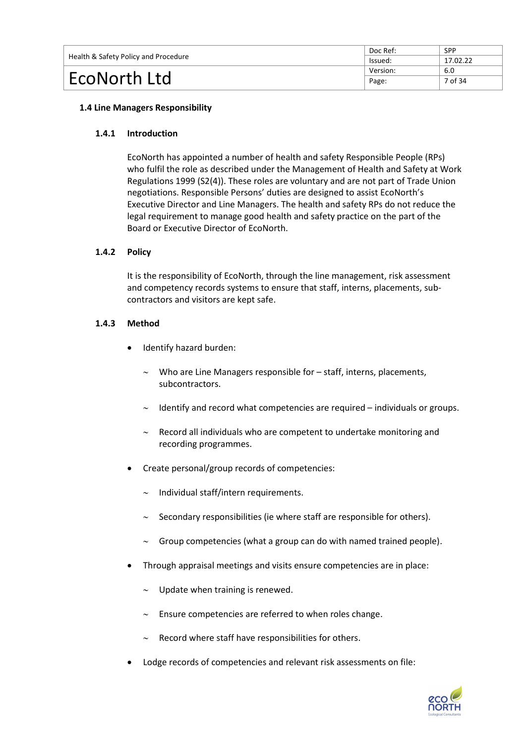### 1.4 Line Managers Responsibility

#### 1.4.1 Introduction

EcoNorth has appointed a number of health and safety Responsible People (RPs) who fulfil the role as described under the Management of Health and Safety at Work Regulations 1999 (S2(4)). These roles are voluntary and are not part of Trade Union negotiations. Responsible Persons' duties are designed to assist EcoNorth's Executive Director and Line Managers. The health and safety RPs do not reduce the legal requirement to manage good health and safety practice on the part of the Board or Executive Director of EcoNorth.

#### 1.4.2 Policy

It is the responsibility of EcoNorth, through the line management, risk assessment and competency records systems to ensure that staff, interns, placements, sub-contractors and visitors are kept safe.

#### 1.4.3 Method

- Identify hazard burden:
  - Who are Line Managers responsible for – staff, interns, placements, subcontractors.
  - Identify and record what competencies are required – individuals or groups.
  - Record all individuals who are competent to undertake monitoring and recording programmes.
- Create personal/group records of competencies:
  - Individual staff/intern requirements.
  - Secondary responsibilities (ie where staff are responsible for others).
  - Group competencies (what a group can do with named trained people).
- Through appraisal meetings and visits ensure competencies are in place:
  - Update when training is renewed.
  - Ensure competencies are referred to when roles change.
  - Record where staff have responsibilities for others.
- Lodge records of competencies and relevant risk assessments on file: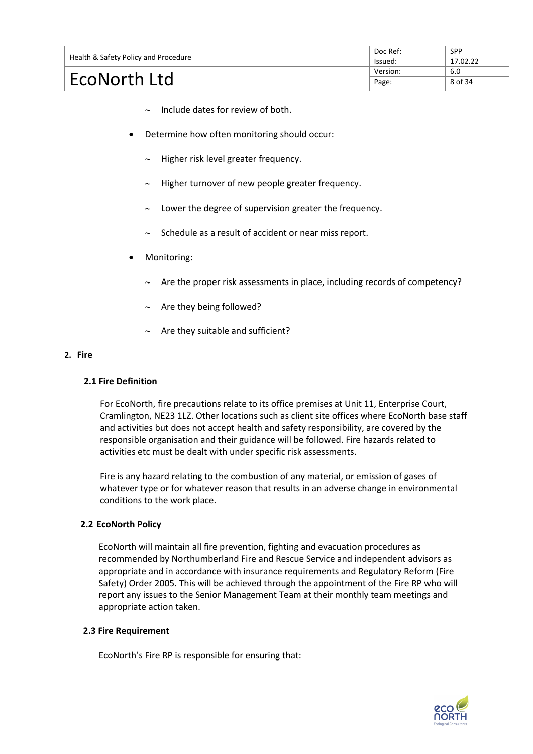- Include dates for review of both.
- Determine how often monitoring should occur:
  - Higher risk level greater frequency.
  - Higher turnover of new people greater frequency.
  - Lower the degree of supervision greater the frequency.
  - Schedule as a result of accident or near miss report.
- Monitoring:
  - Are the proper risk assessments in place, including records of competency?
  - Are they being followed?
  - Are they suitable and sufficient?

## 2. Fire

### 2.1 Fire Definition

For EcoNorth, fire precautions relate to its office premises at Unit 11, Enterprise Court, Cramlington, NE23 1LZ. Other locations such as client site offices where EcoNorth base staff and activities but does not accept health and safety responsibility, are covered by the responsible organisation and their guidance will be followed. Fire hazards related to activities etc must be dealt with under specific risk assessments.

Fire is any hazard relating to the combustion of any material, or emission of gases of whatever type or for whatever reason that results in an adverse change in environmental conditions to the work place.

### 2.2 EcoNorth Policy

EcoNorth will maintain all fire prevention, fighting and evacuation procedures as recommended by Northumberland Fire and Rescue Service and independent advisors as appropriate and in accordance with insurance requirements and Regulatory Reform (Fire Safety) Order 2005. This will be achieved through the appointment of the Fire RP who will report any issues to the Senior Management Team at their monthly team meetings and appropriate action taken.

### 2.3 Fire Requirement

EcoNorth's Fire RP is responsible for ensuring that: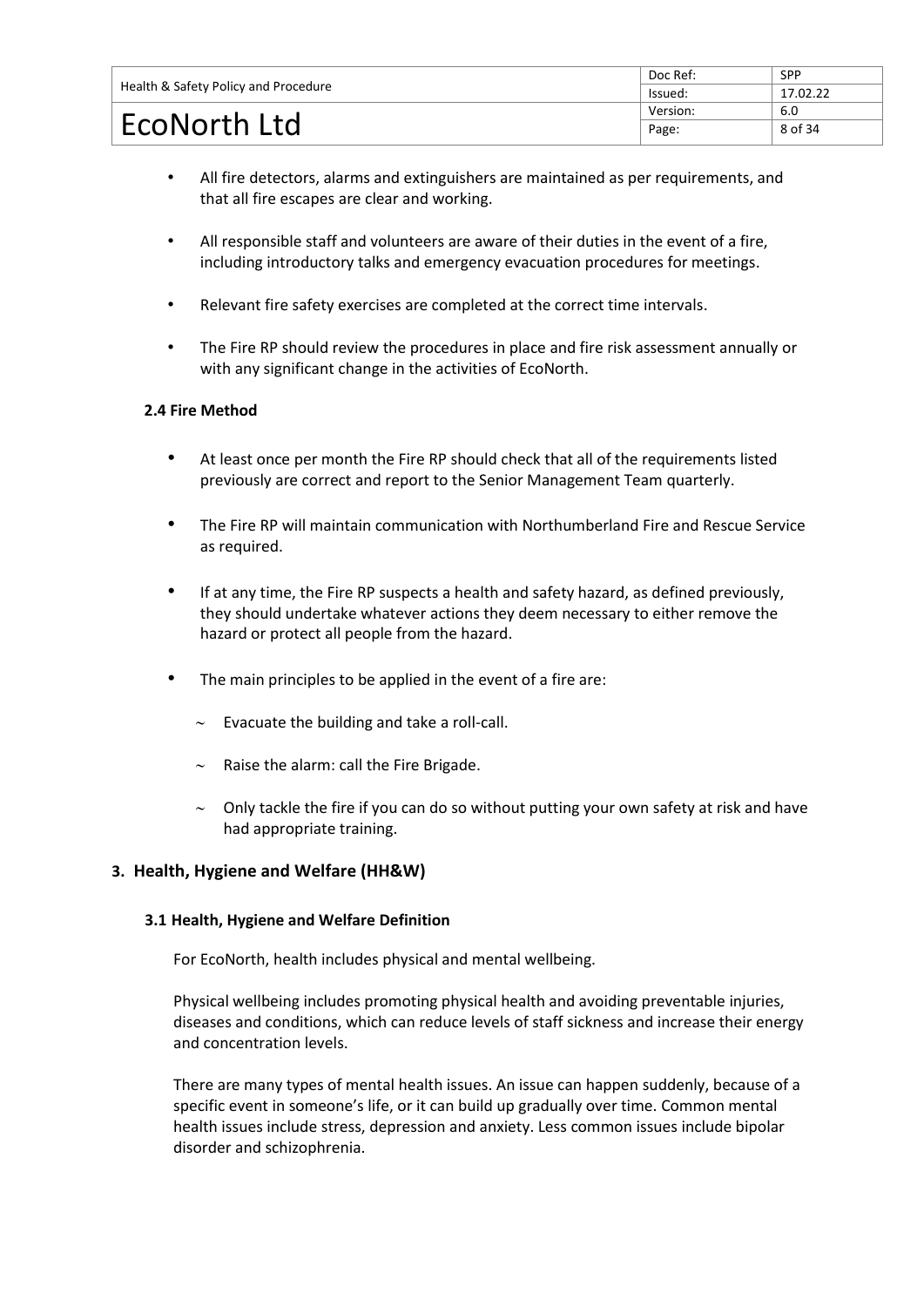- All fire detectors, alarms and extinguishers are maintained as per requirements, and that all fire escapes are clear and working.
- All responsible staff and volunteers are aware of their duties in the event of a fire, including introductory talks and emergency evacuation procedures for meetings.
- Relevant fire safety exercises are completed at the correct time intervals.
- The Fire RP should review the procedures in place and fire risk assessment annually or with any significant change in the activities of EcoNorth.

### 2.4 Fire Method

- At least once per month the Fire RP should check that all of the requirements listed previously are correct and report to the Senior Management Team quarterly.
- The Fire RP will maintain communication with Northumberland Fire and Rescue Service as required.
- If at any time, the Fire RP suspects a health and safety hazard, as defined previously, they should undertake whatever actions they deem necessary to either remove the hazard or protect all people from the hazard.
- The main principles to be applied in the event of a fire are:
  - Evacuate the building and take a roll-call.
  - Raise the alarm: call the Fire Brigade.
  - Only tackle the fire if you can do so without putting your own safety at risk and have had appropriate training.

## 3. Health, Hygiene and Welfare (HH&W)

### 3.1 Health, Hygiene and Welfare Definition

For EcoNorth, health includes physical and mental wellbeing.

Physical wellbeing includes promoting physical health and avoiding preventable injuries, diseases and conditions, which can reduce levels of staff sickness and increase their energy and concentration levels.

There are many types of mental health issues. An issue can happen suddenly, because of a specific event in someone's life, or it can build up gradually over time. Common mental health issues include stress, depression and anxiety. Less common issues include bipolar disorder and schizophrenia.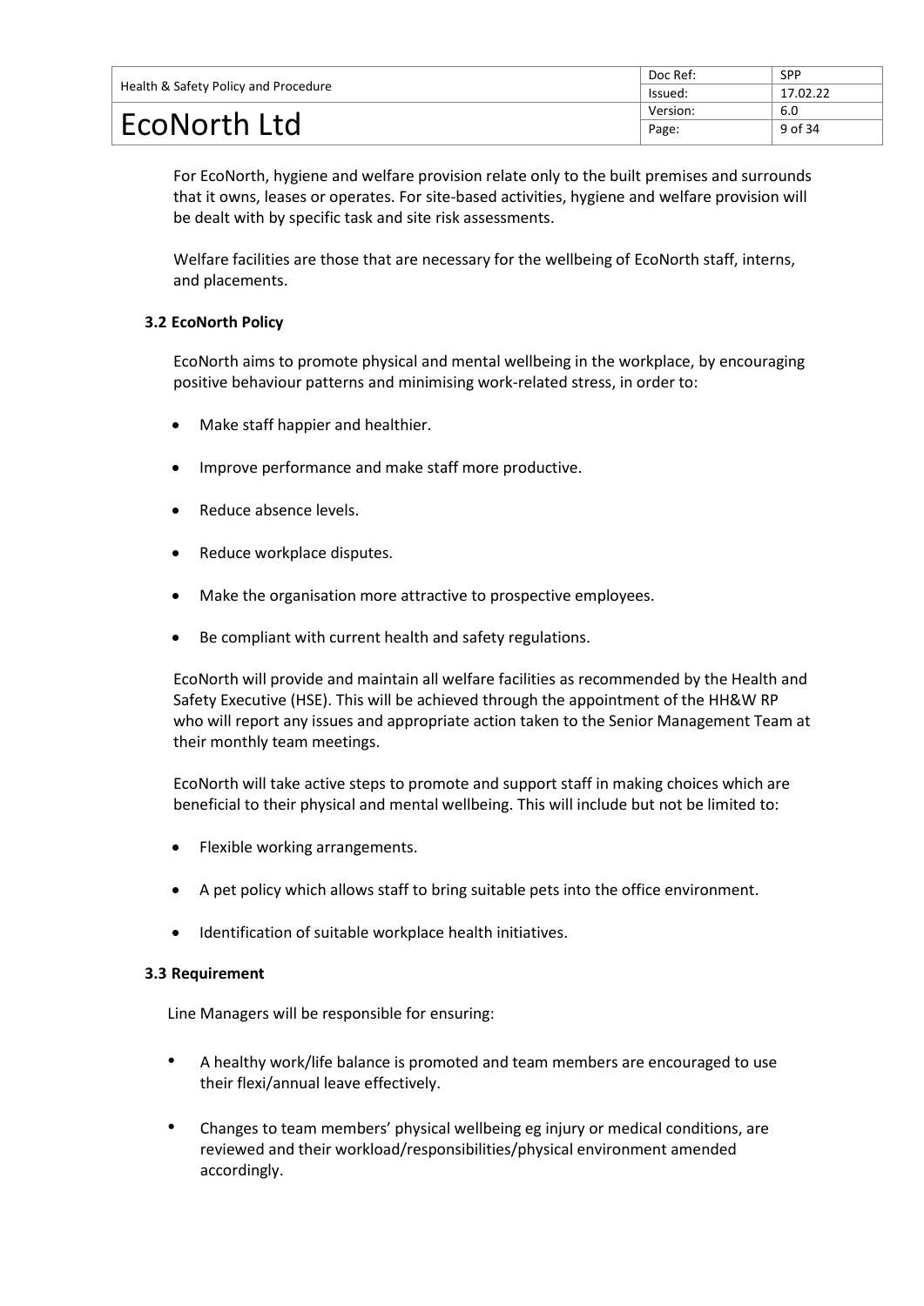For EcoNorth, hygiene and welfare provision relate only to the built premises and surrounds that it owns, leases or operates. For site-based activities, hygiene and welfare provision will be dealt with by specific task and site risk assessments.

Welfare facilities are those that are necessary for the wellbeing of EcoNorth staff, interns, and placements.

### 3.2 EcoNorth Policy

EcoNorth aims to promote physical and mental wellbeing in the workplace, by encouraging positive behaviour patterns and minimising work-related stress, in order to:

- Make staff happier and healthier.
- Improve performance and make staff more productive.
- Reduce absence levels.
- Reduce workplace disputes.
- Make the organisation more attractive to prospective employees.
- Be compliant with current health and safety regulations.

EcoNorth will provide and maintain all welfare facilities as recommended by the Health and Safety Executive (HSE). This will be achieved through the appointment of the HH&W RP who will report any issues and appropriate action taken to the Senior Management Team at their monthly team meetings.

EcoNorth will take active steps to promote and support staff in making choices which are beneficial to their physical and mental wellbeing. This will include but not be limited to:

- Flexible working arrangements.
- A pet policy which allows staff to bring suitable pets into the office environment.
- Identification of suitable workplace health initiatives.

### 3.3 Requirement

Line Managers will be responsible for ensuring:

- A healthy work/life balance is promoted and team members are encouraged to use their flexi/annual leave effectively.
- Changes to team members' physical wellbeing eg injury or medical conditions, are reviewed and their workload/responsibilities/physical environment amended accordingly.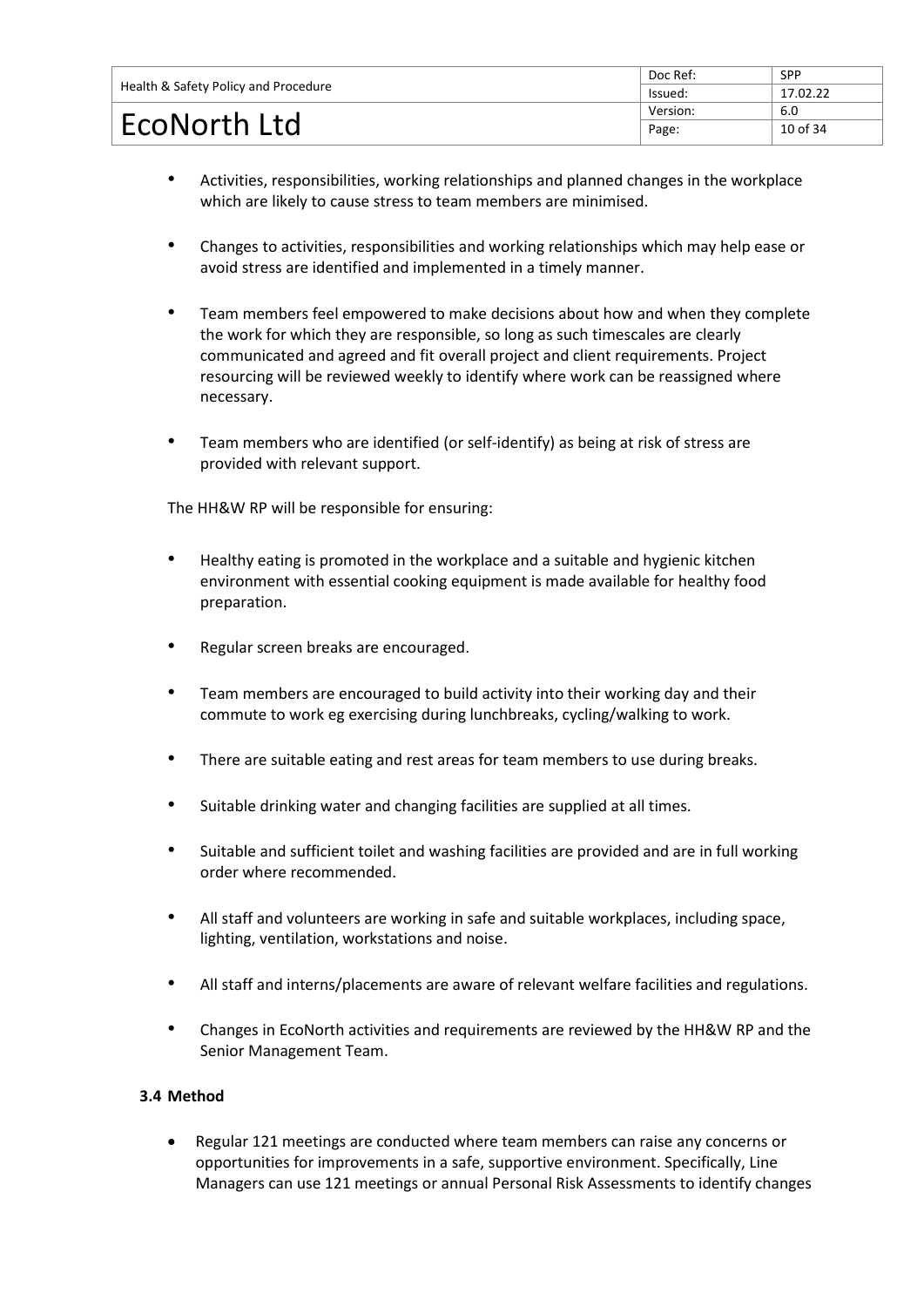- Activities, responsibilities, working relationships and planned changes in the workplace which are likely to cause stress to team members are minimised.

- Changes to activities, responsibilities and working relationships which may help ease or avoid stress are identified and implemented in a timely manner.

- Team members feel empowered to make decisions about how and when they complete the work for which they are responsible, so long as such timescales are clearly communicated and agreed and fit overall project and client requirements. Project resourcing will be reviewed weekly to identify where work can be reassigned where necessary.

- Team members who are identified (or self-identify) as being at risk of stress are provided with relevant support.

The HH&W RP will be responsible for ensuring:

- Healthy eating is promoted in the workplace and a suitable and hygienic kitchen environment with essential cooking equipment is made available for healthy food preparation.

- Regular screen breaks are encouraged.

- Team members are encouraged to build activity into their working day and their commute to work eg exercising during lunchbreaks, cycling/walking to work.

- There are suitable eating and rest areas for team members to use during breaks.

- Suitable drinking water and changing facilities are supplied at all times.

- Suitable and sufficient toilet and washing facilities are provided and are in full working order where recommended.

- All staff and volunteers are working in safe and suitable workplaces, including space, lighting, ventilation, workstations and noise.

- All staff and interns/placements are aware of relevant welfare facilities and regulations.

- Changes in EcoNorth activities and requirements are reviewed by the HH&W RP and the Senior Management Team.

### 3.4 Method

- Regular 121 meetings are conducted where team members can raise any concerns or opportunities for improvements in a safe, supportive environment. Specifically, Line Managers can use 121 meetings or annual Personal Risk Assessments to identify changes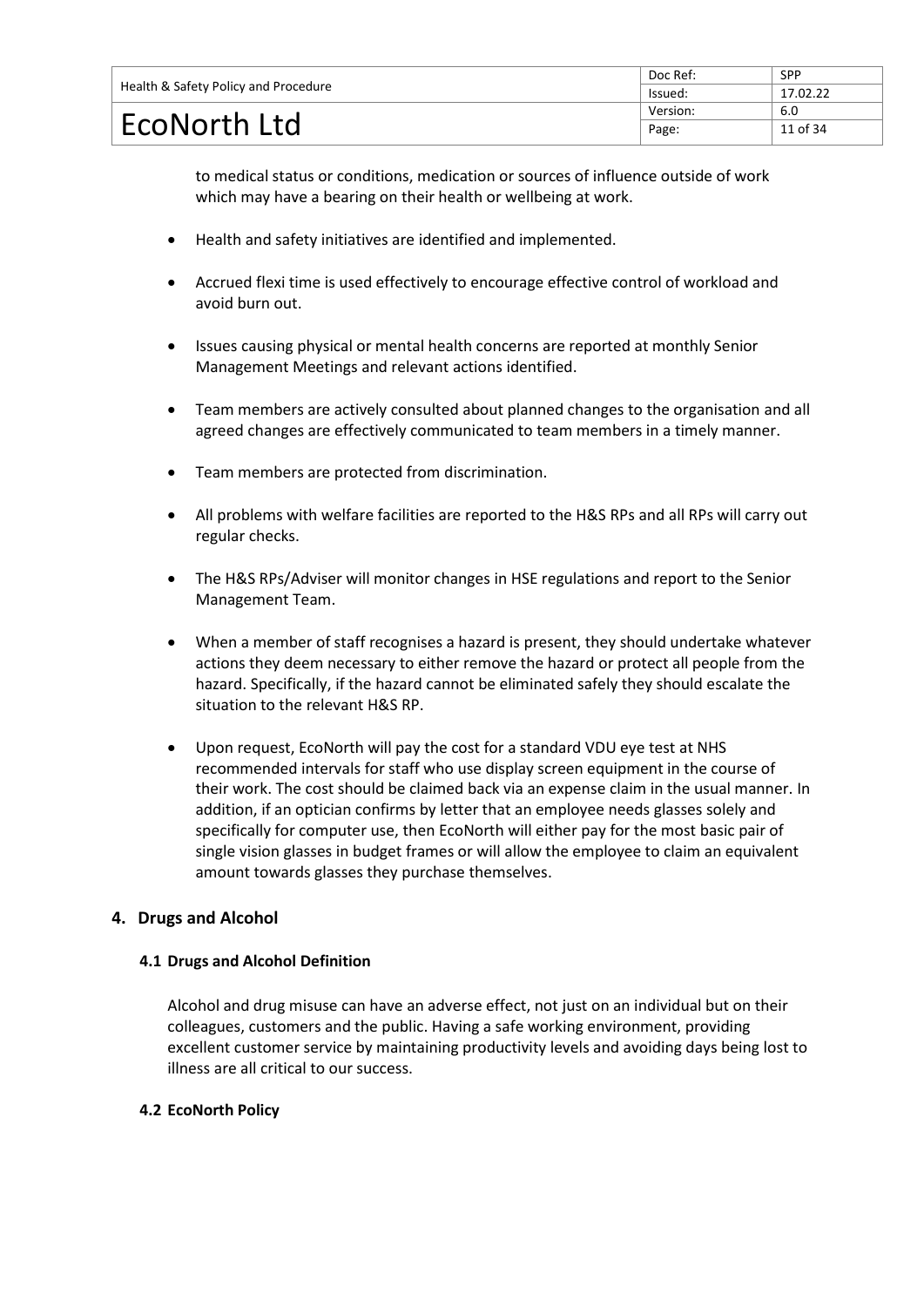to medical status or conditions, medication or sources of influence outside of work which may have a bearing on their health or wellbeing at work.

- Health and safety initiatives are identified and implemented.
- Accrued flexi time is used effectively to encourage effective control of workload and avoid burn out.
- Issues causing physical or mental health concerns are reported at monthly Senior Management Meetings and relevant actions identified.
- Team members are actively consulted about planned changes to the organisation and all agreed changes are effectively communicated to team members in a timely manner.
- Team members are protected from discrimination.
- All problems with welfare facilities are reported to the H&S RPs and all RPs will carry out regular checks.
- The H&S RPs/Adviser will monitor changes in HSE regulations and report to the Senior Management Team.
- When a member of staff recognises a hazard is present, they should undertake whatever actions they deem necessary to either remove the hazard or protect all people from the hazard. Specifically, if the hazard cannot be eliminated safely they should escalate the situation to the relevant H&S RP.
- Upon request, EcoNorth will pay the cost for a standard VDU eye test at NHS recommended intervals for staff who use display screen equipment in the course of their work. The cost should be claimed back via an expense claim in the usual manner. In addition, if an optician confirms by letter that an employee needs glasses solely and specifically for computer use, then EcoNorth will either pay for the most basic pair of single vision glasses in budget frames or will allow the employee to claim an equivalent amount towards glasses they purchase themselves.

## 4. Drugs and Alcohol

### 4.1 Drugs and Alcohol Definition

Alcohol and drug misuse can have an adverse effect, not just on an individual but on their colleagues, customers and the public. Having a safe working environment, providing excellent customer service by maintaining productivity levels and avoiding days being lost to illness are all critical to our success.

### 4.2 EcoNorth Policy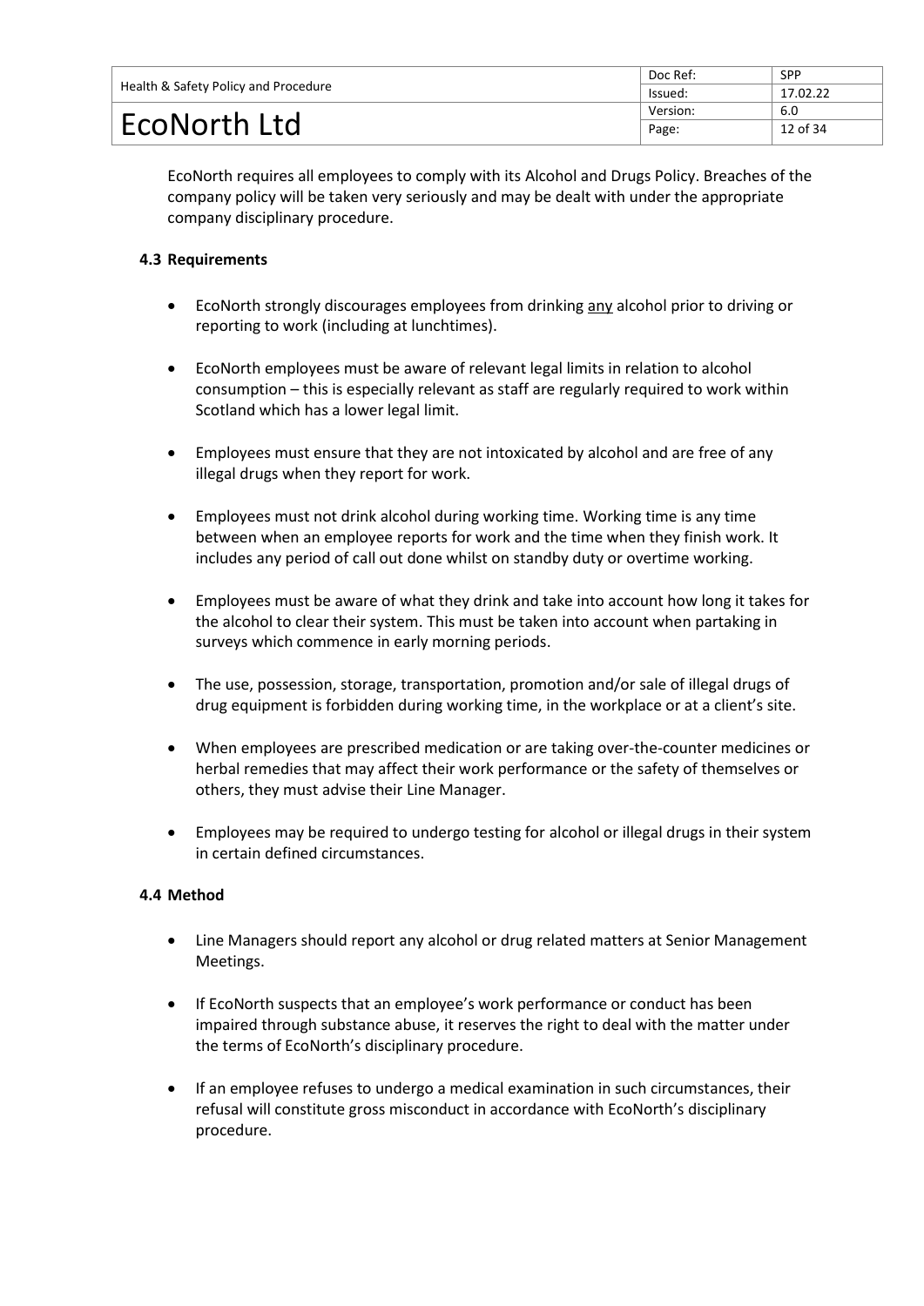EcoNorth requires all employees to comply with its Alcohol and Drugs Policy. Breaches of the company policy will be taken very seriously and may be dealt with under the appropriate company disciplinary procedure.

### 4.3 Requirements

- EcoNorth strongly discourages employees from drinking <u>any</u> alcohol prior to driving or reporting to work (including at lunchtimes).

- EcoNorth employees must be aware of relevant legal limits in relation to alcohol consumption – this is especially relevant as staff are regularly required to work within Scotland which has a lower legal limit.

- Employees must ensure that they are not intoxicated by alcohol and are free of any illegal drugs when they report for work.

- Employees must not drink alcohol during working time. Working time is any time between when an employee reports for work and the time when they finish work. It includes any period of call out done whilst on standby duty or overtime working.

- Employees must be aware of what they drink and take into account how long it takes for the alcohol to clear their system. This must be taken into account when partaking in surveys which commence in early morning periods.

- The use, possession, storage, transportation, promotion and/or sale of illegal drugs of drug equipment is forbidden during working time, in the workplace or at a client's site.

- When employees are prescribed medication or are taking over-the-counter medicines or herbal remedies that may affect their work performance or the safety of themselves or others, they must advise their Line Manager.

- Employees may be required to undergo testing for alcohol or illegal drugs in their system in certain defined circumstances.

### 4.4 Method

- Line Managers should report any alcohol or drug related matters at Senior Management Meetings.

- If EcoNorth suspects that an employee's work performance or conduct has been impaired through substance abuse, it reserves the right to deal with the matter under the terms of EcoNorth's disciplinary procedure.

- If an employee refuses to undergo a medical examination in such circumstances, their refusal will constitute gross misconduct in accordance with EcoNorth's disciplinary procedure.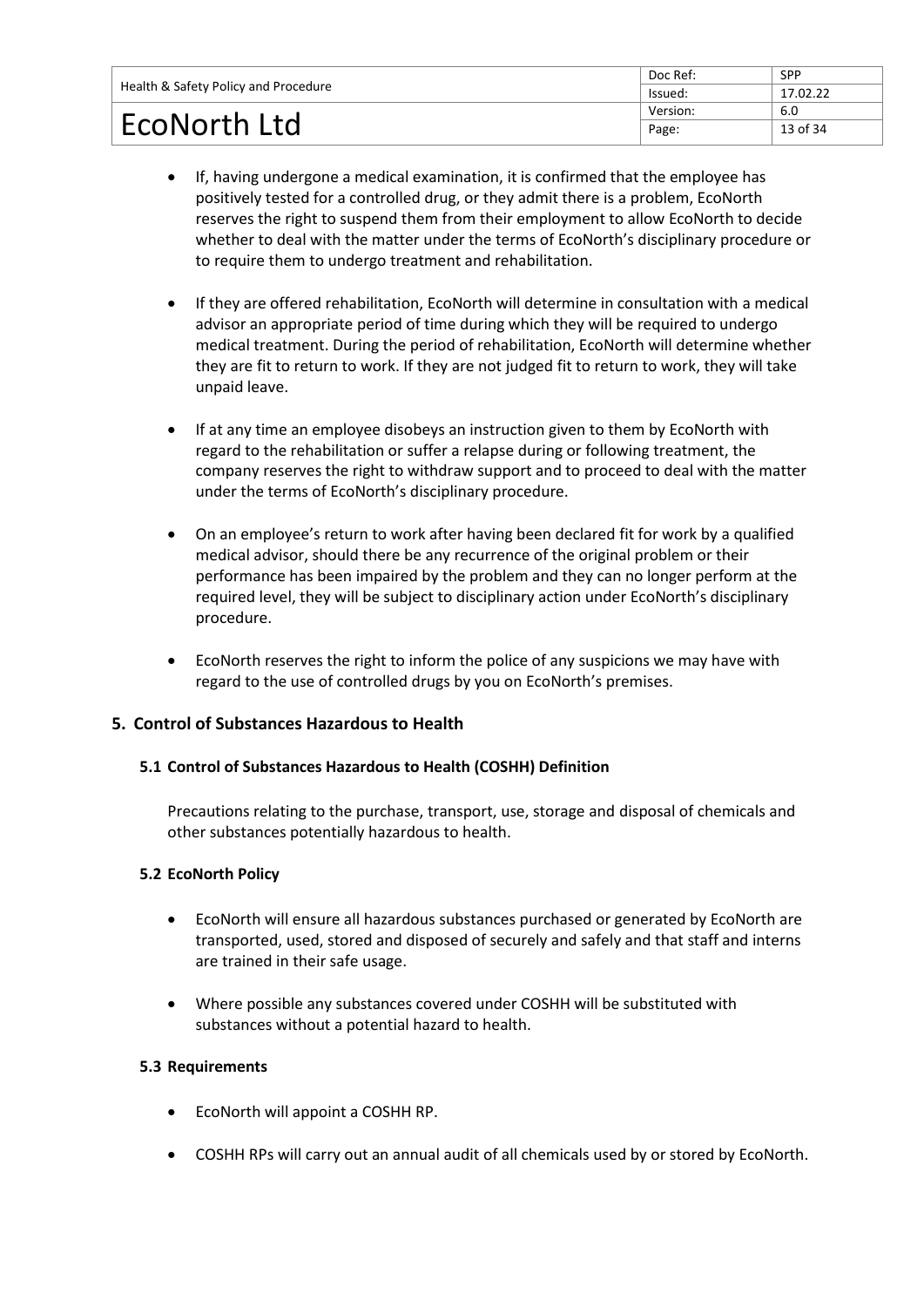- If, having undergone a medical examination, it is confirmed that the employee has positively tested for a controlled drug, or they admit there is a problem, EcoNorth reserves the right to suspend them from their employment to allow EcoNorth to decide whether to deal with the matter under the terms of EcoNorth's disciplinary procedure or to require them to undergo treatment and rehabilitation.

- If they are offered rehabilitation, EcoNorth will determine in consultation with a medical advisor an appropriate period of time during which they will be required to undergo medical treatment. During the period of rehabilitation, EcoNorth will determine whether they are fit to return to work. If they are not judged fit to return to work, they will take unpaid leave.

- If at any time an employee disobeys an instruction given to them by EcoNorth with regard to the rehabilitation or suffer a relapse during or following treatment, the company reserves the right to withdraw support and to proceed to deal with the matter under the terms of EcoNorth's disciplinary procedure.

- On an employee's return to work after having been declared fit for work by a qualified medical advisor, should there be any recurrence of the original problem or their performance has been impaired by the problem and they can no longer perform at the required level, they will be subject to disciplinary action under EcoNorth's disciplinary procedure.

- EcoNorth reserves the right to inform the police of any suspicions we may have with regard to the use of controlled drugs by you on EcoNorth's premises.

## 5. Control of Substances Hazardous to Health

### 5.1 Control of Substances Hazardous to Health (COSHH) Definition

Precautions relating to the purchase, transport, use, storage and disposal of chemicals and other substances potentially hazardous to health.

### 5.2 EcoNorth Policy

- EcoNorth will ensure all hazardous substances purchased or generated by EcoNorth are transported, used, stored and disposed of securely and safely and that staff and interns are trained in their safe usage.

- Where possible any substances covered under COSHH will be substituted with substances without a potential hazard to health.

### 5.3 Requirements

- EcoNorth will appoint a COSHH RP.

- COSHH RPs will carry out an annual audit of all chemicals used by or stored by EcoNorth.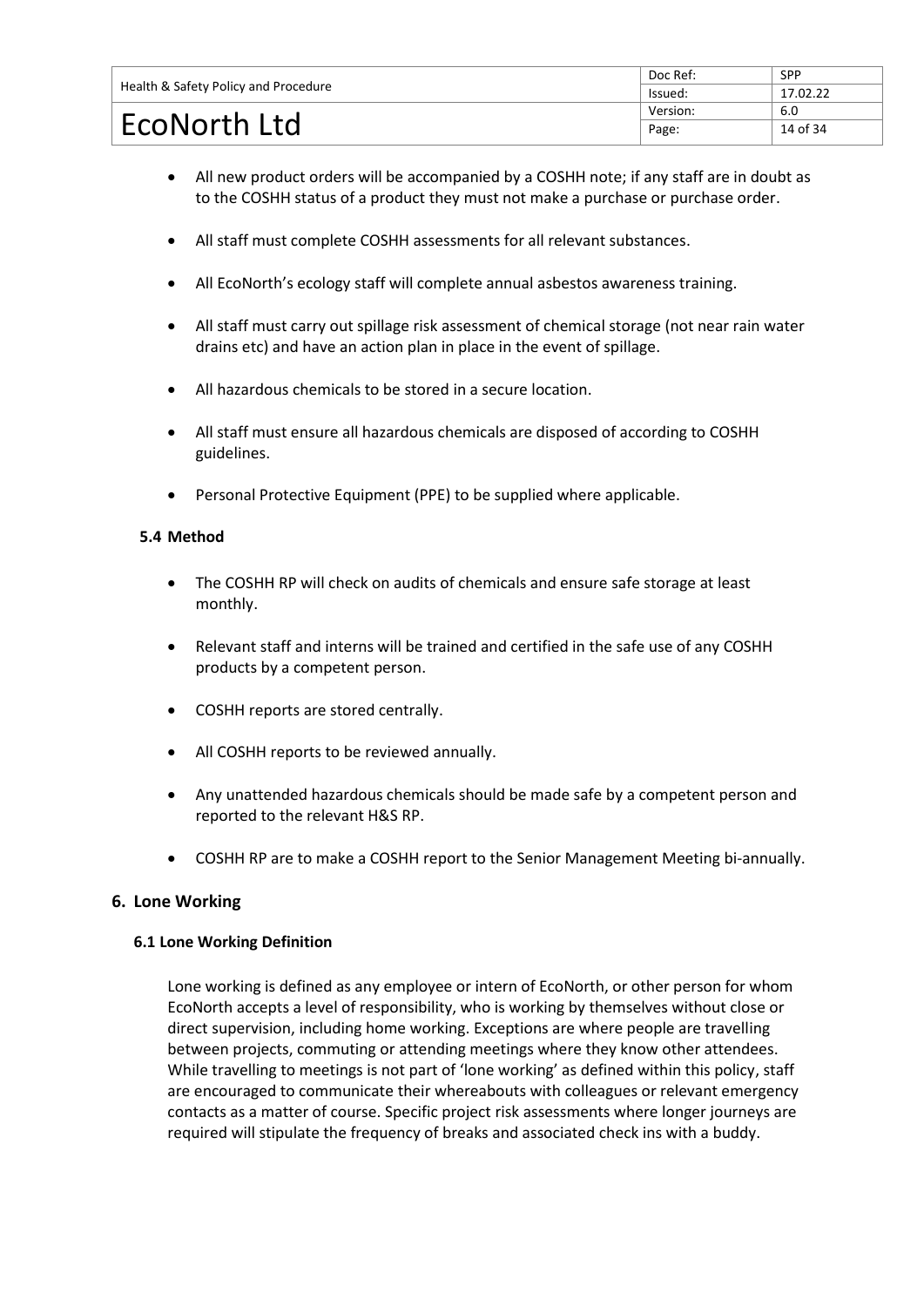- All new product orders will be accompanied by a COSHH note; if any staff are in doubt as to the COSHH status of a product they must not make a purchase or purchase order.
- All staff must complete COSHH assessments for all relevant substances.
- All EcoNorth's ecology staff will complete annual asbestos awareness training.
- All staff must carry out spillage risk assessment of chemical storage (not near rain water drains etc) and have an action plan in place in the event of spillage.
- All hazardous chemicals to be stored in a secure location.
- All staff must ensure all hazardous chemicals are disposed of according to COSHH guidelines.
- Personal Protective Equipment (PPE) to be supplied where applicable.

### 5.4 Method

- The COSHH RP will check on audits of chemicals and ensure safe storage at least monthly.
- Relevant staff and interns will be trained and certified in the safe use of any COSHH products by a competent person.
- COSHH reports are stored centrally.
- All COSHH reports to be reviewed annually.
- Any unattended hazardous chemicals should be made safe by a competent person and reported to the relevant H&S RP.
- COSHH RP are to make a COSHH report to the Senior Management Meeting bi-annually.

## 6. Lone Working

### 6.1 Lone Working Definition

Lone working is defined as any employee or intern of EcoNorth, or other person for whom EcoNorth accepts a level of responsibility, who is working by themselves without close or direct supervision, including home working. Exceptions are where people are travelling between projects, commuting or attending meetings where they know other attendees. While travelling to meetings is not part of 'lone working' as defined within this policy, staff are encouraged to communicate their whereabouts with colleagues or relevant emergency contacts as a matter of course. Specific project risk assessments where longer journeys are required will stipulate the frequency of breaks and associated check ins with a buddy.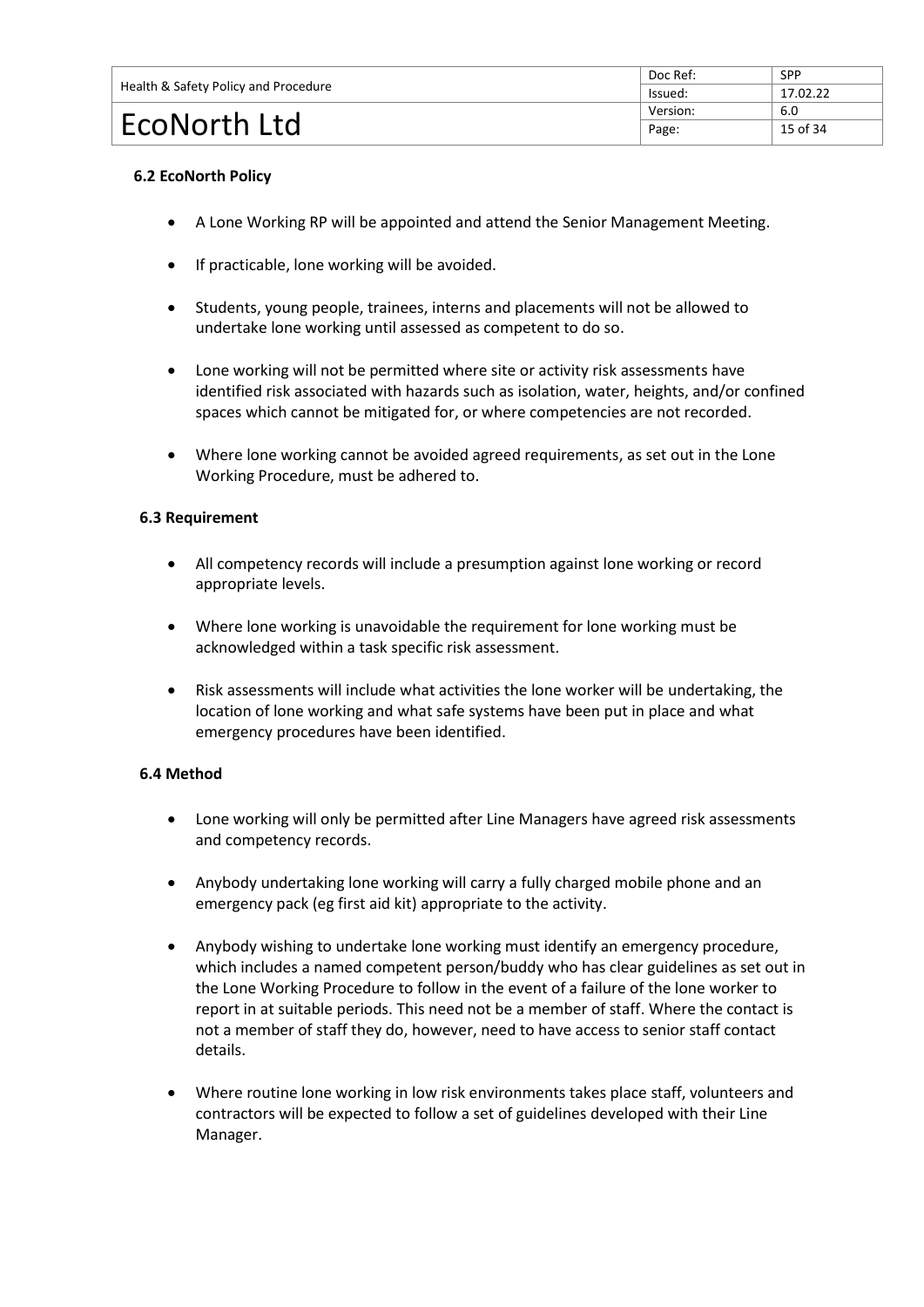### 6.2 EcoNorth Policy

- A Lone Working RP will be appointed and attend the Senior Management Meeting.
- If practicable, lone working will be avoided.
- Students, young people, trainees, interns and placements will not be allowed to undertake lone working until assessed as competent to do so.
- Lone working will not be permitted where site or activity risk assessments have identified risk associated with hazards such as isolation, water, heights, and/or confined spaces which cannot be mitigated for, or where competencies are not recorded.
- Where lone working cannot be avoided agreed requirements, as set out in the Lone Working Procedure, must be adhered to.

### 6.3 Requirement

- All competency records will include a presumption against lone working or record appropriate levels.
- Where lone working is unavoidable the requirement for lone working must be acknowledged within a task specific risk assessment.
- Risk assessments will include what activities the lone worker will be undertaking, the location of lone working and what safe systems have been put in place and what emergency procedures have been identified.

### 6.4 Method

- Lone working will only be permitted after Line Managers have agreed risk assessments and competency records.
- Anybody undertaking lone working will carry a fully charged mobile phone and an emergency pack (eg first aid kit) appropriate to the activity.
- Anybody wishing to undertake lone working must identify an emergency procedure, which includes a named competent person/buddy who has clear guidelines as set out in the Lone Working Procedure to follow in the event of a failure of the lone worker to report in at suitable periods. This need not be a member of staff. Where the contact is not a member of staff they do, however, need to have access to senior staff contact details.
- Where routine lone working in low risk environments takes place staff, volunteers and contractors will be expected to follow a set of guidelines developed with their Line Manager.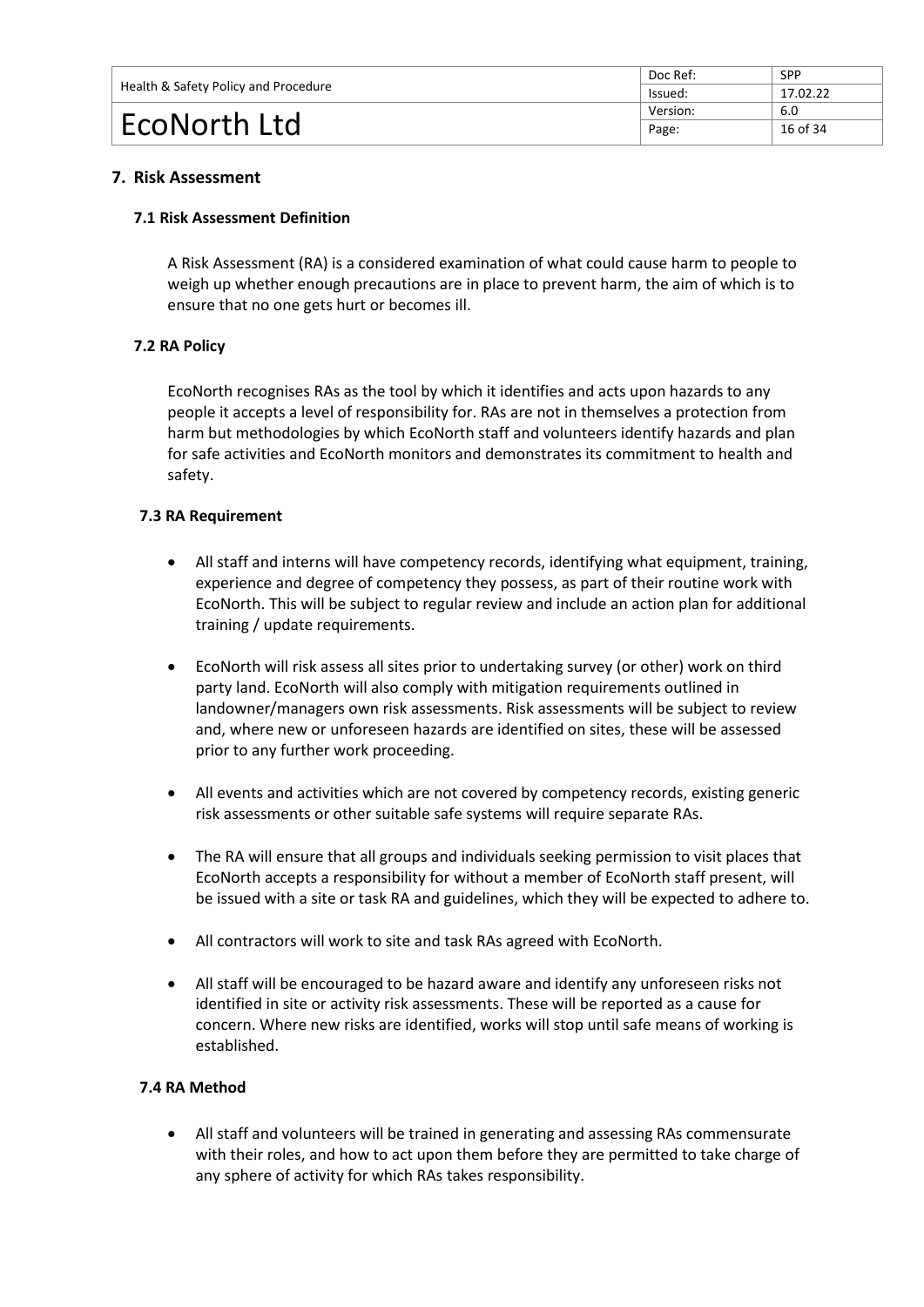## 7. Risk Assessment

### 7.1 Risk Assessment Definition

A Risk Assessment (RA) is a considered examination of what could cause harm to people to weigh up whether enough precautions are in place to prevent harm, the aim of which is to ensure that no one gets hurt or becomes ill.

### 7.2 RA Policy

EcoNorth recognises RAs as the tool by which it identifies and acts upon hazards to any people it accepts a level of responsibility for. RAs are not in themselves a protection from harm but methodologies by which EcoNorth staff and volunteers identify hazards and plan for safe activities and EcoNorth monitors and demonstrates its commitment to health and safety.

### 7.3 RA Requirement

- All staff and interns will have competency records, identifying what equipment, training, experience and degree of competency they possess, as part of their routine work with EcoNorth. This will be subject to regular review and include an action plan for additional training / update requirements.
- EcoNorth will risk assess all sites prior to undertaking survey (or other) work on third party land. EcoNorth will also comply with mitigation requirements outlined in landowner/managers own risk assessments. Risk assessments will be subject to review and, where new or unforeseen hazards are identified on sites, these will be assessed prior to any further work proceeding.
- All events and activities which are not covered by competency records, existing generic risk assessments or other suitable safe systems will require separate RAs.
- The RA will ensure that all groups and individuals seeking permission to visit places that EcoNorth accepts a responsibility for without a member of EcoNorth staff present, will be issued with a site or task RA and guidelines, which they will be expected to adhere to.
- All contractors will work to site and task RAs agreed with EcoNorth.
- All staff will be encouraged to be hazard aware and identify any unforeseen risks not identified in site or activity risk assessments. These will be reported as a cause for concern. Where new risks are identified, works will stop until safe means of working is established.

### 7.4 RA Method

- All staff and volunteers will be trained in generating and assessing RAs commensurate with their roles, and how to act upon them before they are permitted to take charge of any sphere of activity for which RAs takes responsibility.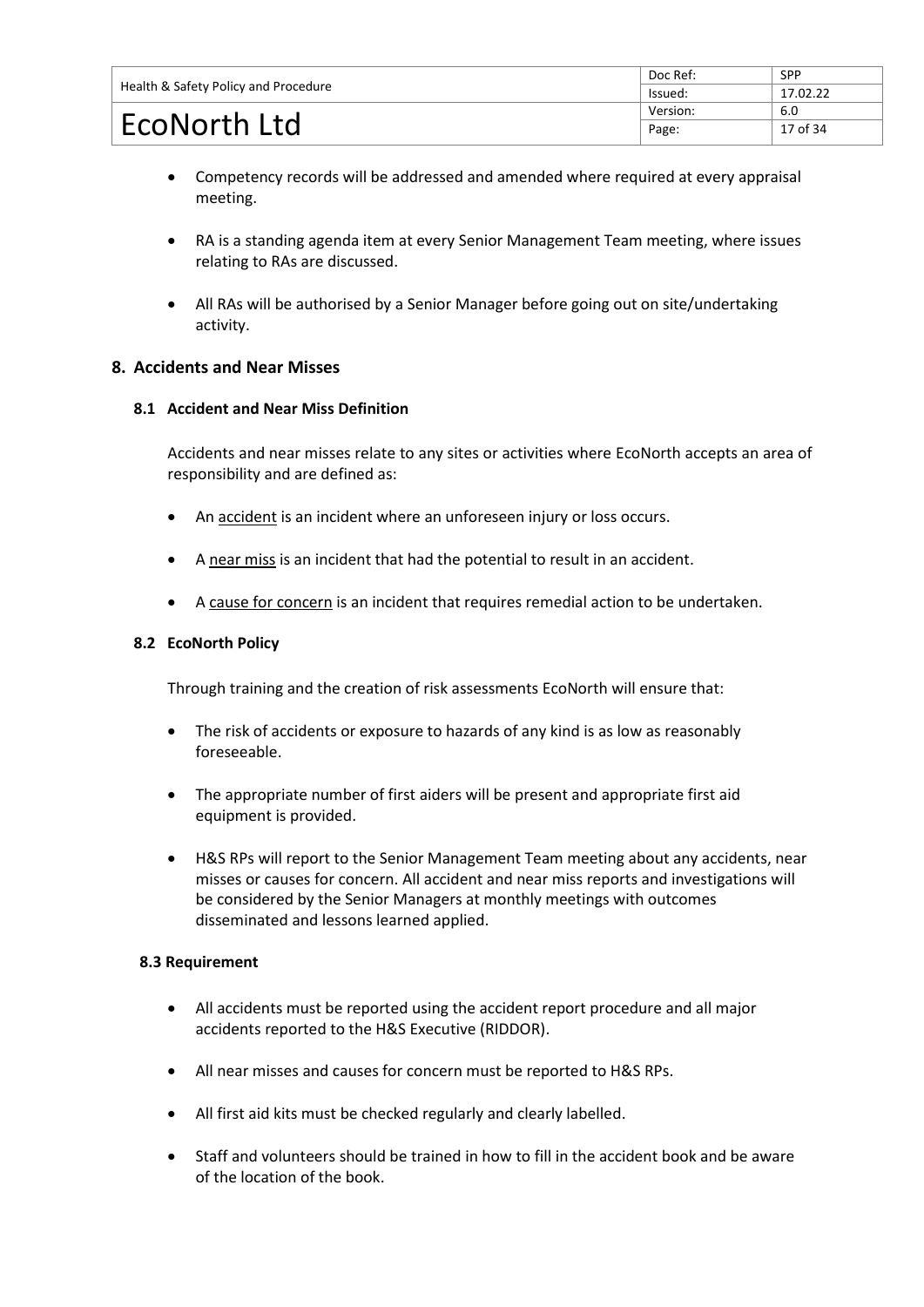- Competency records will be addressed and amended where required at every appraisal meeting.

- RA is a standing agenda item at every Senior Management Team meeting, where issues relating to RAs are discussed.

- All RAs will be authorised by a Senior Manager before going out on site/undertaking activity.

## 8. Accidents and Near Misses

### 8.1 Accident and Near Miss Definition

Accidents and near misses relate to any sites or activities where EcoNorth accepts an area of responsibility and are defined as:

- An accident is an incident where an unforeseen injury or loss occurs.

- A near miss is an incident that had the potential to result in an accident.

- A cause for concern is an incident that requires remedial action to be undertaken.

### 8.2 EcoNorth Policy

Through training and the creation of risk assessments EcoNorth will ensure that:

- The risk of accidents or exposure to hazards of any kind is as low as reasonably foreseeable.

- The appropriate number of first aiders will be present and appropriate first aid equipment is provided.

- H&S RPs will report to the Senior Management Team meeting about any accidents, near misses or causes for concern. All accident and near miss reports and investigations will be considered by the Senior Managers at monthly meetings with outcomes disseminated and lessons learned applied.

### 8.3 Requirement

- All accidents must be reported using the accident report procedure and all major accidents reported to the H&S Executive (RIDDOR).

- All near misses and causes for concern must be reported to H&S RPs.

- All first aid kits must be checked regularly and clearly labelled.

- Staff and volunteers should be trained in how to fill in the accident book and be aware of the location of the book.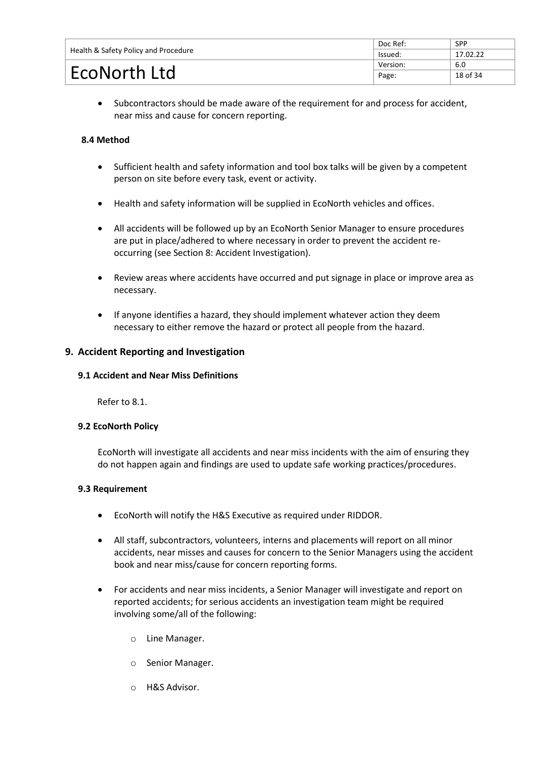- Subcontractors should be made aware of the requirement for and process for accident, near miss and cause for concern reporting.

### 8.4 Method

- Sufficient health and safety information and tool box talks will be given by a competent person on site before every task, event or activity.
- Health and safety information will be supplied in EcoNorth vehicles and offices.
- All accidents will be followed up by an EcoNorth Senior Manager to ensure procedures are put in place/adhered to where necessary in order to prevent the accident re-occurring (see Section 8: Accident Investigation).
- Review areas where accidents have occurred and put signage in place or improve area as necessary.
- If anyone identifies a hazard, they should implement whatever action they deem necessary to either remove the hazard or protect all people from the hazard.

## 9. Accident Reporting and Investigation

### 9.1 Accident and Near Miss Definitions

Refer to 8.1.

### 9.2 EcoNorth Policy

EcoNorth will investigate all accidents and near miss incidents with the aim of ensuring they do not happen again and findings are used to update safe working practices/procedures.

### 9.3 Requirement

- EcoNorth will notify the H&S Executive as required under RIDDOR.
- All staff, subcontractors, volunteers, interns and placements will report on all minor accidents, near misses and causes for concern to the Senior Managers using the accident book and near miss/cause for concern reporting forms.
- For accidents and near miss incidents, a Senior Manager will investigate and report on reported accidents; for serious accidents an investigation team might be required involving some/all of the following:
  - Line Manager.
  - Senior Manager.
  - H&S Advisor.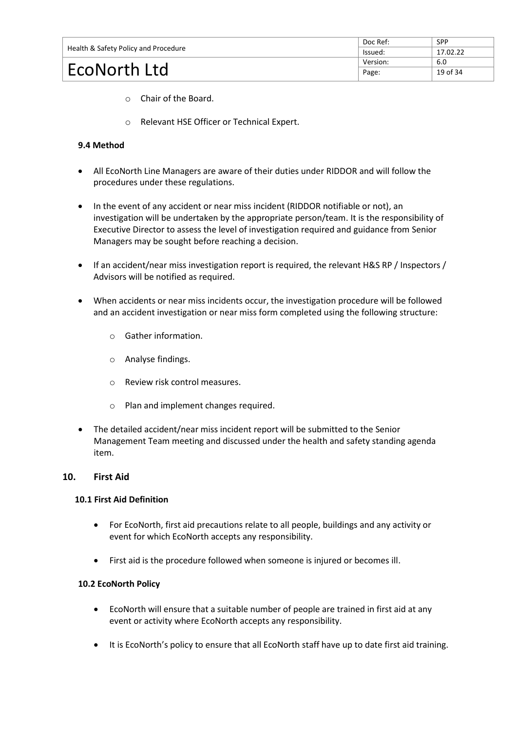- Chair of the Board.
  - Relevant HSE Officer or Technical Expert.

### 9.4 Method

- All EcoNorth Line Managers are aware of their duties under RIDDOR and will follow the procedures under these regulations.
- In the event of any accident or near miss incident (RIDDOR notifiable or not), an investigation will be undertaken by the appropriate person/team. It is the responsibility of Executive Director to assess the level of investigation required and guidance from Senior Managers may be sought before reaching a decision.
- If an accident/near miss investigation report is required, the relevant H&S RP / Inspectors / Advisors will be notified as required.
- When accidents or near miss incidents occur, the investigation procedure will be followed and an accident investigation or near miss form completed using the following structure:
  - Gather information.
  - Analyse findings.
  - Review risk control measures.
  - Plan and implement changes required.
- The detailed accident/near miss incident report will be submitted to the Senior Management Team meeting and discussed under the health and safety standing agenda item.

## 10. First Aid

### 10.1 First Aid Definition

- For EcoNorth, first aid precautions relate to all people, buildings and any activity or event for which EcoNorth accepts any responsibility.
- First aid is the procedure followed when someone is injured or becomes ill.

### 10.2 EcoNorth Policy

- EcoNorth will ensure that a suitable number of people are trained in first aid at any event or activity where EcoNorth accepts any responsibility.
- It is EcoNorth's policy to ensure that all EcoNorth staff have up to date first aid training.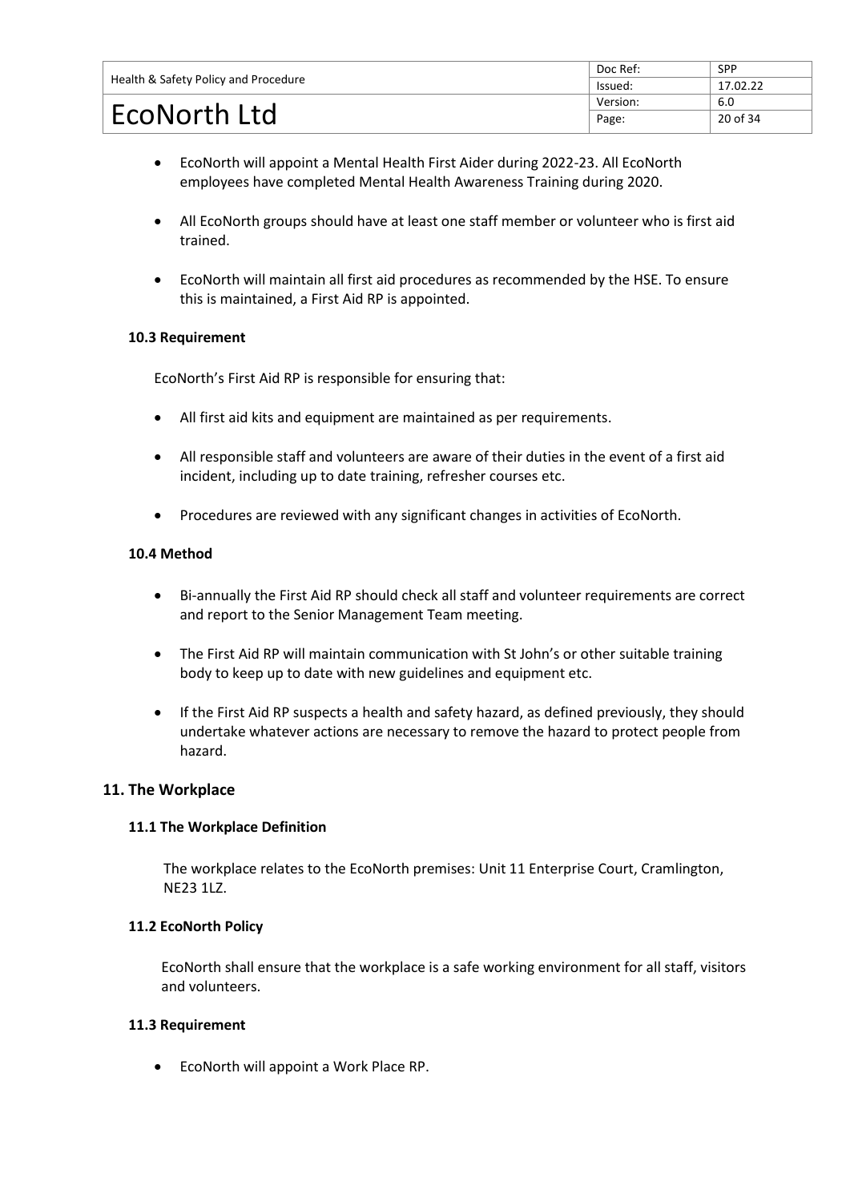- EcoNorth will appoint a Mental Health First Aider during 2022-23. All EcoNorth employees have completed Mental Health Awareness Training during 2020.

- All EcoNorth groups should have at least one staff member or volunteer who is first aid trained.

- EcoNorth will maintain all first aid procedures as recommended by the HSE. To ensure this is maintained, a First Aid RP is appointed.

### 10.3 Requirement

EcoNorth's First Aid RP is responsible for ensuring that:

- All first aid kits and equipment are maintained as per requirements.

- All responsible staff and volunteers are aware of their duties in the event of a first aid incident, including up to date training, refresher courses etc.

- Procedures are reviewed with any significant changes in activities of EcoNorth.

### 10.4 Method

- Bi-annually the First Aid RP should check all staff and volunteer requirements are correct and report to the Senior Management Team meeting.

- The First Aid RP will maintain communication with St John's or other suitable training body to keep up to date with new guidelines and equipment etc.

- If the First Aid RP suspects a health and safety hazard, as defined previously, they should undertake whatever actions are necessary to remove the hazard to protect people from hazard.

## 11. The Workplace

### 11.1 The Workplace Definition

The workplace relates to the EcoNorth premises: Unit 11 Enterprise Court, Cramlington, NE23 1LZ.

### 11.2 EcoNorth Policy

EcoNorth shall ensure that the workplace is a safe working environment for all staff, visitors and volunteers.

### 11.3 Requirement

- EcoNorth will appoint a Work Place RP.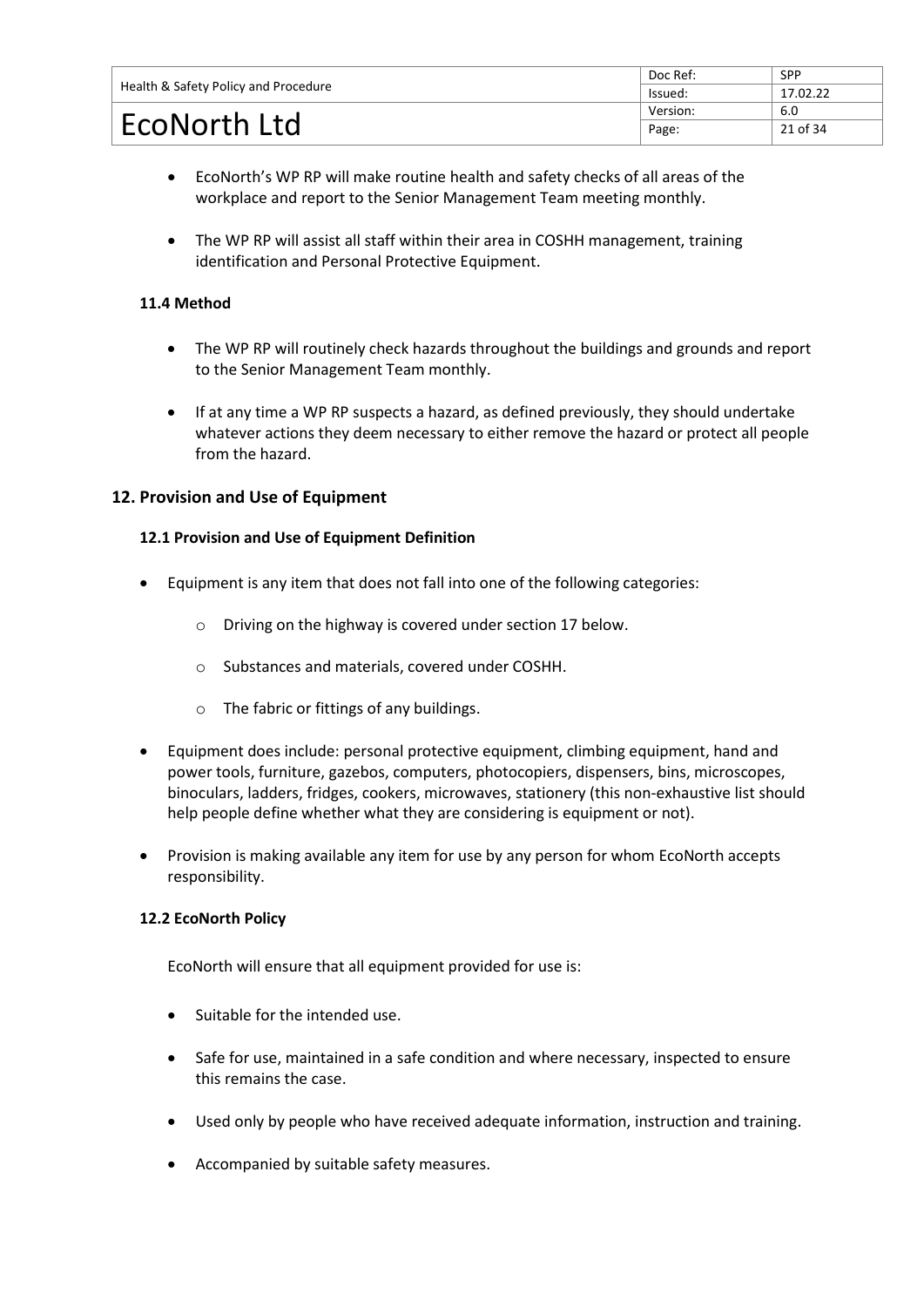- EcoNorth's WP RP will make routine health and safety checks of all areas of the workplace and report to the Senior Management Team meeting monthly.

- The WP RP will assist all staff within their area in COSHH management, training identification and Personal Protective Equipment.

### 11.4 Method

- The WP RP will routinely check hazards throughout the buildings and grounds and report to the Senior Management Team monthly.

- If at any time a WP RP suspects a hazard, as defined previously, they should undertake whatever actions they deem necessary to either remove the hazard or protect all people from the hazard.

## 12. Provision and Use of Equipment

### 12.1 Provision and Use of Equipment Definition

- Equipment is any item that does not fall into one of the following categories:
  - Driving on the highway is covered under section 17 below.
  - Substances and materials, covered under COSHH.
  - The fabric or fittings of any buildings.

- Equipment does include: personal protective equipment, climbing equipment, hand and power tools, furniture, gazebos, computers, photocopiers, dispensers, bins, microscopes, binoculars, ladders, fridges, cookers, microwaves, stationery (this non-exhaustive list should help people define whether what they are considering is equipment or not).

- Provision is making available any item for use by any person for whom EcoNorth accepts responsibility.

### 12.2 EcoNorth Policy

EcoNorth will ensure that all equipment provided for use is:

- Suitable for the intended use.

- Safe for use, maintained in a safe condition and where necessary, inspected to ensure this remains the case.

- Used only by people who have received adequate information, instruction and training.

- Accompanied by suitable safety measures.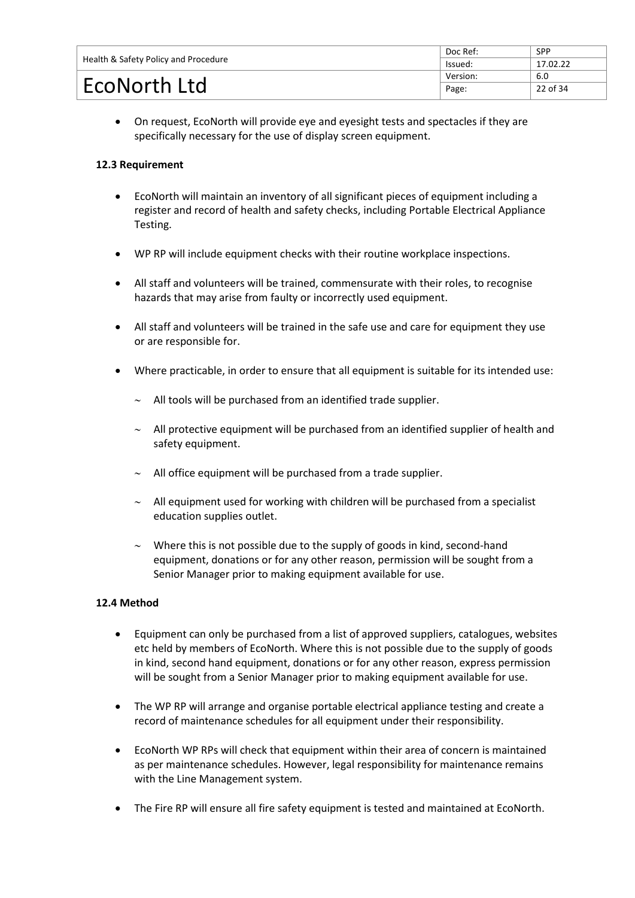- On request, EcoNorth will provide eye and eyesight tests and spectacles if they are specifically necessary for the use of display screen equipment.

**12.3 Requirement**

- EcoNorth will maintain an inventory of all significant pieces of equipment including a register and record of health and safety checks, including Portable Electrical Appliance Testing.
- WP RP will include equipment checks with their routine workplace inspections.
- All staff and volunteers will be trained, commensurate with their roles, to recognise hazards that may arise from faulty or incorrectly used equipment.
- All staff and volunteers will be trained in the safe use and care for equipment they use or are responsible for.
- Where practicable, in order to ensure that all equipment is suitable for its intended use:
  - All tools will be purchased from an identified trade supplier.
  - All protective equipment will be purchased from an identified supplier of health and safety equipment.
  - All office equipment will be purchased from a trade supplier.
  - All equipment used for working with children will be purchased from a specialist education supplies outlet.
  - Where this is not possible due to the supply of goods in kind, second-hand equipment, donations or for any other reason, permission will be sought from a Senior Manager prior to making equipment available for use.

**12.4 Method**

- Equipment can only be purchased from a list of approved suppliers, catalogues, websites etc held by members of EcoNorth. Where this is not possible due to the supply of goods in kind, second hand equipment, donations or for any other reason, express permission will be sought from a Senior Manager prior to making equipment available for use.
- The WP RP will arrange and organise portable electrical appliance testing and create a record of maintenance schedules for all equipment under their responsibility.
- EcoNorth WP RPs will check that equipment within their area of concern is maintained as per maintenance schedules. However, legal responsibility for maintenance remains with the Line Management system.
- The Fire RP will ensure all fire safety equipment is tested and maintained at EcoNorth.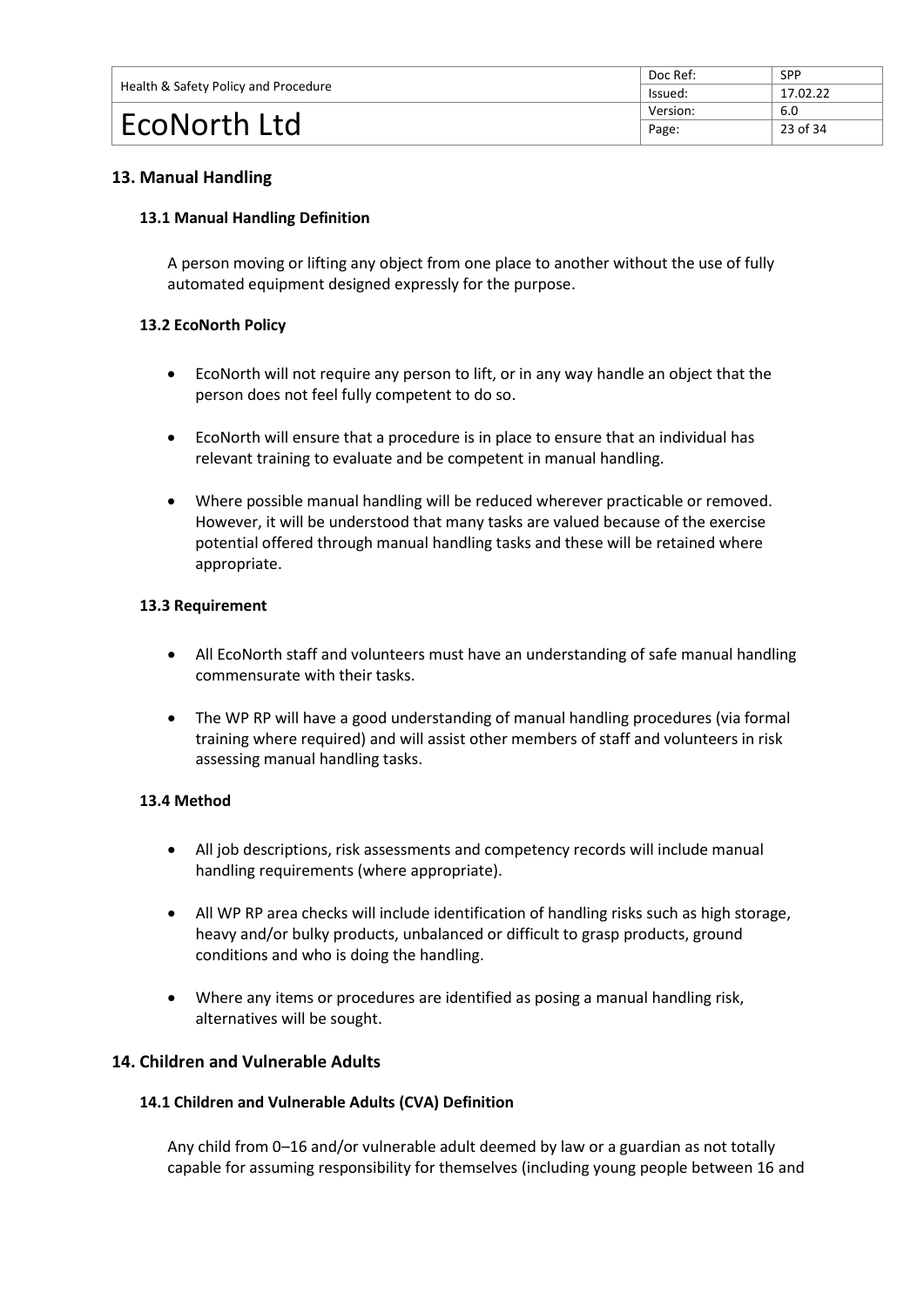## 13. Manual Handling

### 13.1 Manual Handling Definition

A person moving or lifting any object from one place to another without the use of fully automated equipment designed expressly for the purpose.

### 13.2 EcoNorth Policy

- EcoNorth will not require any person to lift, or in any way handle an object that the person does not feel fully competent to do so.
- EcoNorth will ensure that a procedure is in place to ensure that an individual has relevant training to evaluate and be competent in manual handling.
- Where possible manual handling will be reduced wherever practicable or removed. However, it will be understood that many tasks are valued because of the exercise potential offered through manual handling tasks and these will be retained where appropriate.

### 13.3 Requirement

- All EcoNorth staff and volunteers must have an understanding of safe manual handling commensurate with their tasks.
- The WP RP will have a good understanding of manual handling procedures (via formal training where required) and will assist other members of staff and volunteers in risk assessing manual handling tasks.

### 13.4 Method

- All job descriptions, risk assessments and competency records will include manual handling requirements (where appropriate).
- All WP RP area checks will include identification of handling risks such as high storage, heavy and/or bulky products, unbalanced or difficult to grasp products, ground conditions and who is doing the handling.
- Where any items or procedures are identified as posing a manual handling risk, alternatives will be sought.

## 14. Children and Vulnerable Adults

### 14.1 Children and Vulnerable Adults (CVA) Definition

Any child from 0–16 and/or vulnerable adult deemed by law or a guardian as not totally capable for assuming responsibility for themselves (including young people between 16 and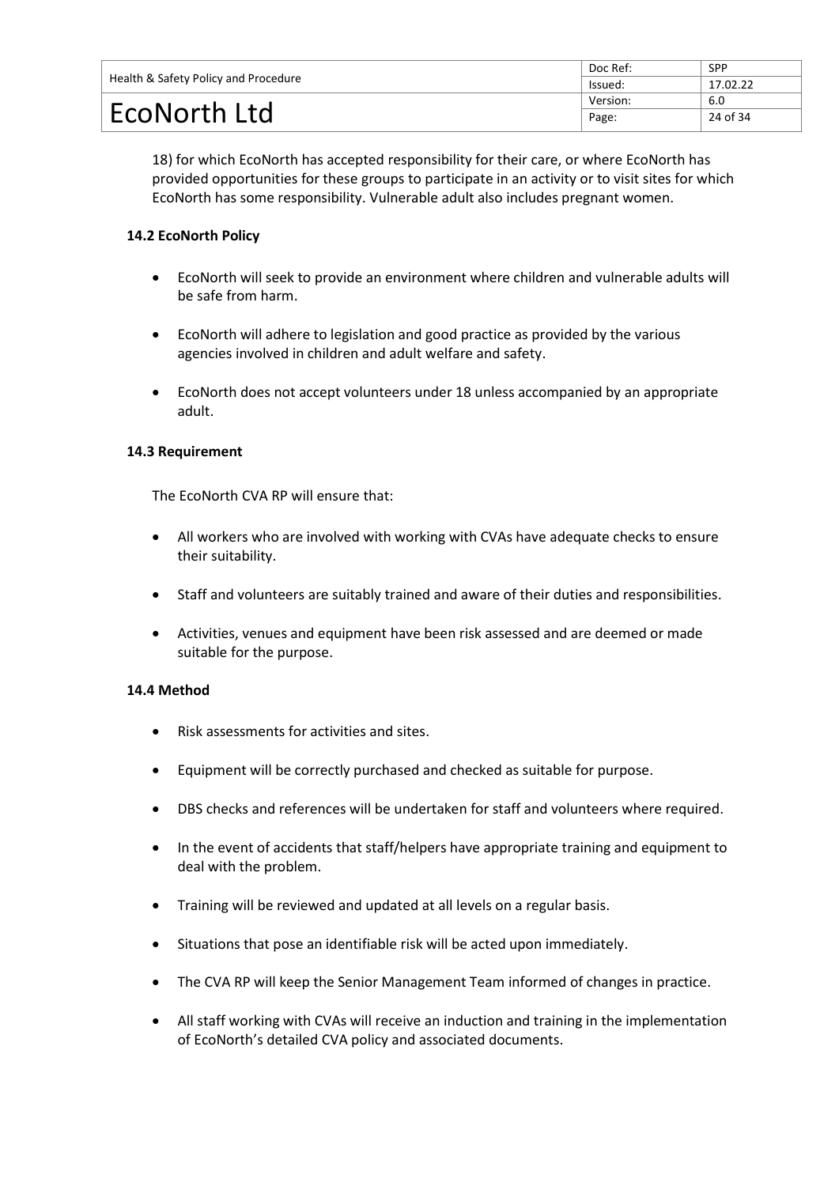18) for which EcoNorth has accepted responsibility for their care, or where EcoNorth has provided opportunities for these groups to participate in an activity or to visit sites for which EcoNorth has some responsibility. Vulnerable adult also includes pregnant women.

### 14.2 EcoNorth Policy

- EcoNorth will seek to provide an environment where children and vulnerable adults will be safe from harm.
- EcoNorth will adhere to legislation and good practice as provided by the various agencies involved in children and adult welfare and safety.
- EcoNorth does not accept volunteers under 18 unless accompanied by an appropriate adult.

### 14.3 Requirement

The EcoNorth CVA RP will ensure that:

- All workers who are involved with working with CVAs have adequate checks to ensure their suitability.
- Staff and volunteers are suitably trained and aware of their duties and responsibilities.
- Activities, venues and equipment have been risk assessed and are deemed or made suitable for the purpose.

### 14.4 Method

- Risk assessments for activities and sites.
- Equipment will be correctly purchased and checked as suitable for purpose.
- DBS checks and references will be undertaken for staff and volunteers where required.
- In the event of accidents that staff/helpers have appropriate training and equipment to deal with the problem.
- Training will be reviewed and updated at all levels on a regular basis.
- Situations that pose an identifiable risk will be acted upon immediately.
- The CVA RP will keep the Senior Management Team informed of changes in practice.
- All staff working with CVAs will receive an induction and training in the implementation of EcoNorth's detailed CVA policy and associated documents.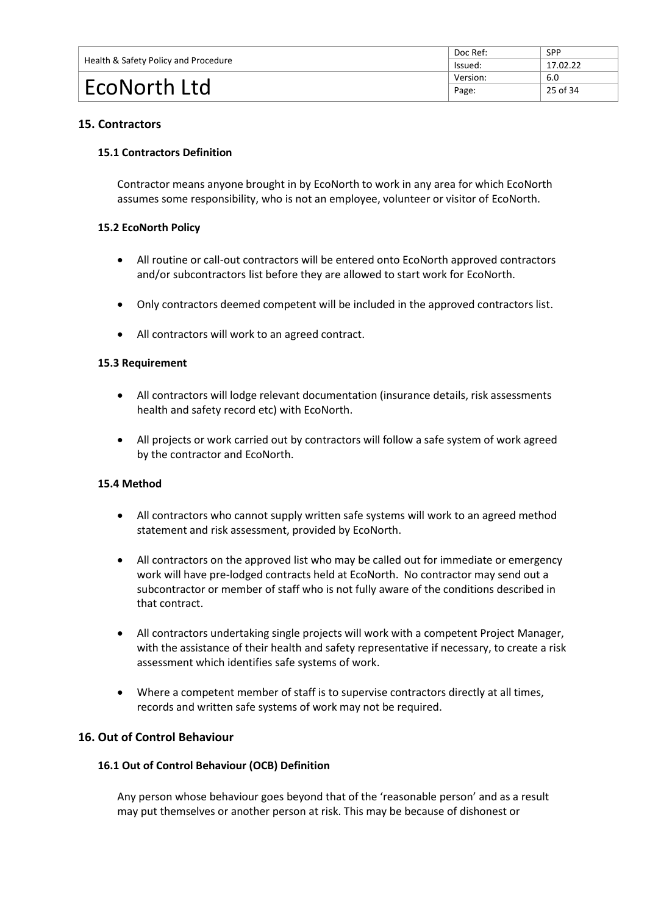## 15. Contractors

### 15.1 Contractors Definition

Contractor means anyone brought in by EcoNorth to work in any area for which EcoNorth assumes some responsibility, who is not an employee, volunteer or visitor of EcoNorth.

### 15.2 EcoNorth Policy

- All routine or call-out contractors will be entered onto EcoNorth approved contractors and/or subcontractors list before they are allowed to start work for EcoNorth.
- Only contractors deemed competent will be included in the approved contractors list.
- All contractors will work to an agreed contract.

### 15.3 Requirement

- All contractors will lodge relevant documentation (insurance details, risk assessments health and safety record etc) with EcoNorth.
- All projects or work carried out by contractors will follow a safe system of work agreed by the contractor and EcoNorth.

### 15.4 Method

- All contractors who cannot supply written safe systems will work to an agreed method statement and risk assessment, provided by EcoNorth.
- All contractors on the approved list who may be called out for immediate or emergency work will have pre-lodged contracts held at EcoNorth. No contractor may send out a subcontractor or member of staff who is not fully aware of the conditions described in that contract.
- All contractors undertaking single projects will work with a competent Project Manager, with the assistance of their health and safety representative if necessary, to create a risk assessment which identifies safe systems of work.
- Where a competent member of staff is to supervise contractors directly at all times, records and written safe systems of work may not be required.

## 16. Out of Control Behaviour

### 16.1 Out of Control Behaviour (OCB) Definition

Any person whose behaviour goes beyond that of the 'reasonable person' and as a result may put themselves or another person at risk. This may be because of dishonest or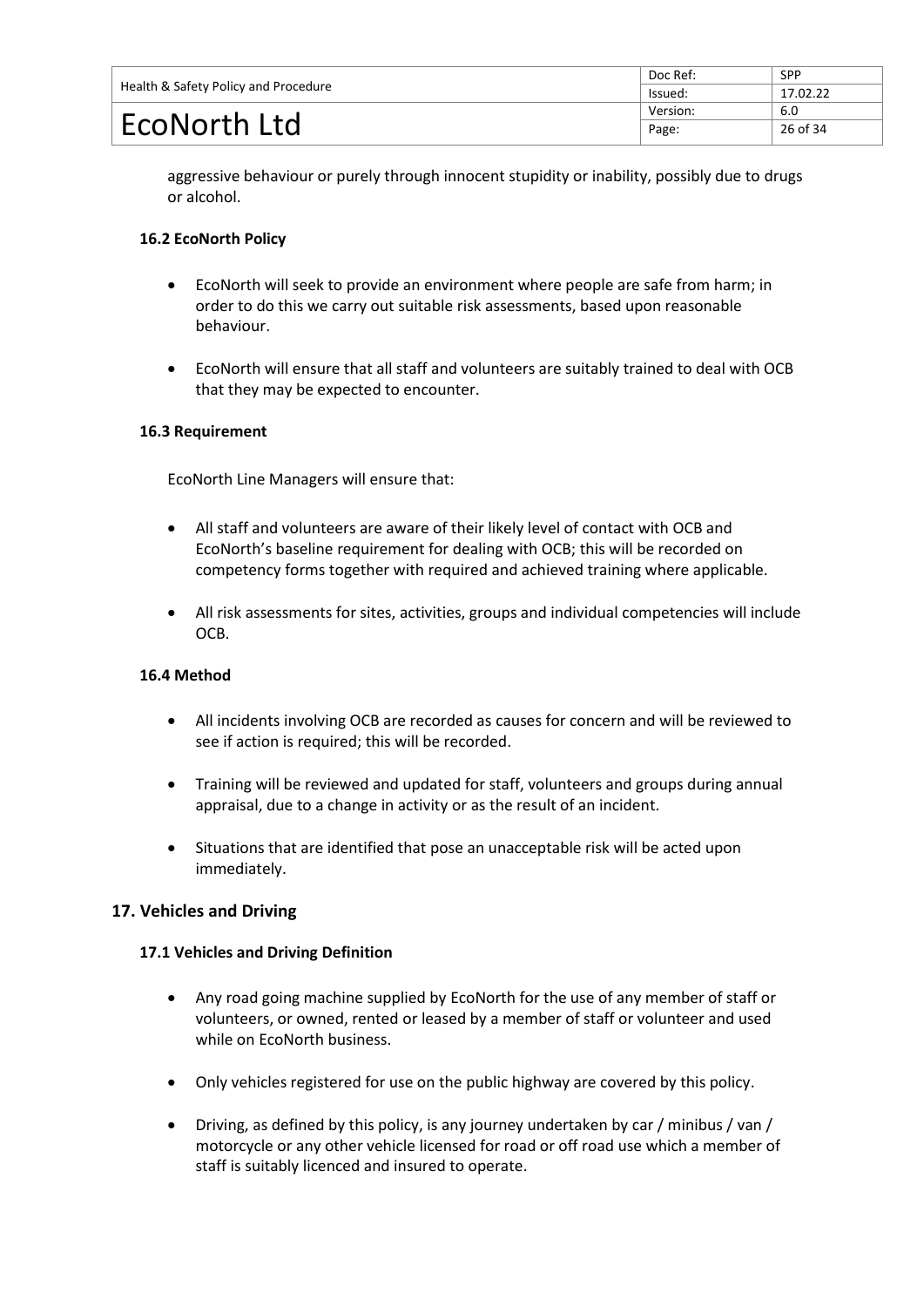aggressive behaviour or purely through innocent stupidity or inability, possibly due to drugs or alcohol.

### 16.2 EcoNorth Policy

- EcoNorth will seek to provide an environment where people are safe from harm; in order to do this we carry out suitable risk assessments, based upon reasonable behaviour.
- EcoNorth will ensure that all staff and volunteers are suitably trained to deal with OCB that they may be expected to encounter.

### 16.3 Requirement

EcoNorth Line Managers will ensure that:

- All staff and volunteers are aware of their likely level of contact with OCB and EcoNorth's baseline requirement for dealing with OCB; this will be recorded on competency forms together with required and achieved training where applicable.
- All risk assessments for sites, activities, groups and individual competencies will include OCB.

### 16.4 Method

- All incidents involving OCB are recorded as causes for concern and will be reviewed to see if action is required; this will be recorded.
- Training will be reviewed and updated for staff, volunteers and groups during annual appraisal, due to a change in activity or as the result of an incident.
- Situations that are identified that pose an unacceptable risk will be acted upon immediately.

## 17. Vehicles and Driving

### 17.1 Vehicles and Driving Definition

- Any road going machine supplied by EcoNorth for the use of any member of staff or volunteers, or owned, rented or leased by a member of staff or volunteer and used while on EcoNorth business.
- Only vehicles registered for use on the public highway are covered by this policy.
- Driving, as defined by this policy, is any journey undertaken by car / minibus / van / motorcycle or any other vehicle licensed for road or off road use which a member of staff is suitably licenced and insured to operate.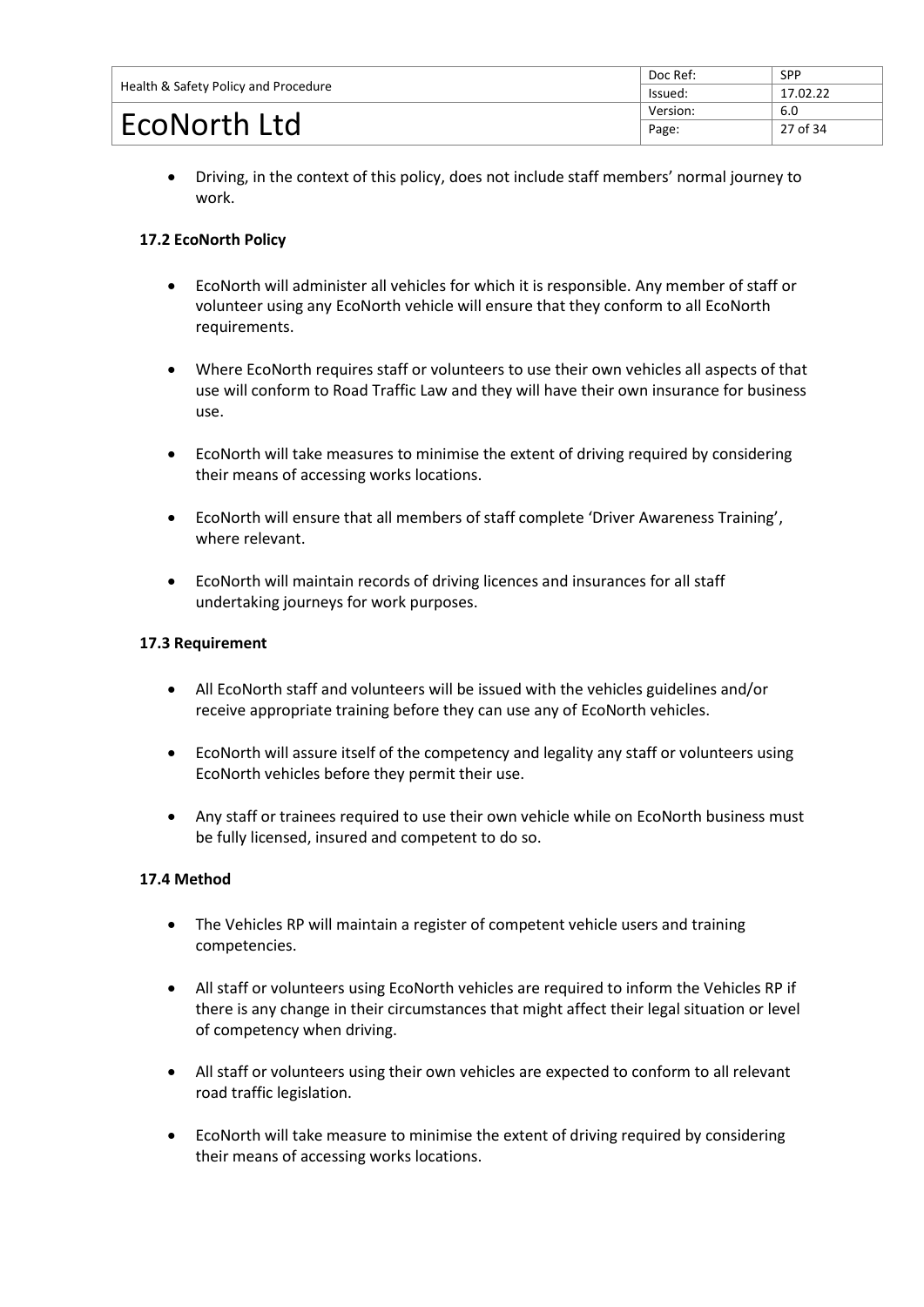- Driving, in the context of this policy, does not include staff members' normal journey to work.

### 17.2 EcoNorth Policy

- EcoNorth will administer all vehicles for which it is responsible. Any member of staff or volunteer using any EcoNorth vehicle will ensure that they conform to all EcoNorth requirements.
- Where EcoNorth requires staff or volunteers to use their own vehicles all aspects of that use will conform to Road Traffic Law and they will have their own insurance for business use.
- EcoNorth will take measures to minimise the extent of driving required by considering their means of accessing works locations.
- EcoNorth will ensure that all members of staff complete 'Driver Awareness Training', where relevant.
- EcoNorth will maintain records of driving licences and insurances for all staff undertaking journeys for work purposes.

### 17.3 Requirement

- All EcoNorth staff and volunteers will be issued with the vehicles guidelines and/or receive appropriate training before they can use any of EcoNorth vehicles.
- EcoNorth will assure itself of the competency and legality any staff or volunteers using EcoNorth vehicles before they permit their use.
- Any staff or trainees required to use their own vehicle while on EcoNorth business must be fully licensed, insured and competent to do so.

### 17.4 Method

- The Vehicles RP will maintain a register of competent vehicle users and training competencies.
- All staff or volunteers using EcoNorth vehicles are required to inform the Vehicles RP if there is any change in their circumstances that might affect their legal situation or level of competency when driving.
- All staff or volunteers using their own vehicles are expected to conform to all relevant road traffic legislation.
- EcoNorth will take measure to minimise the extent of driving required by considering their means of accessing works locations.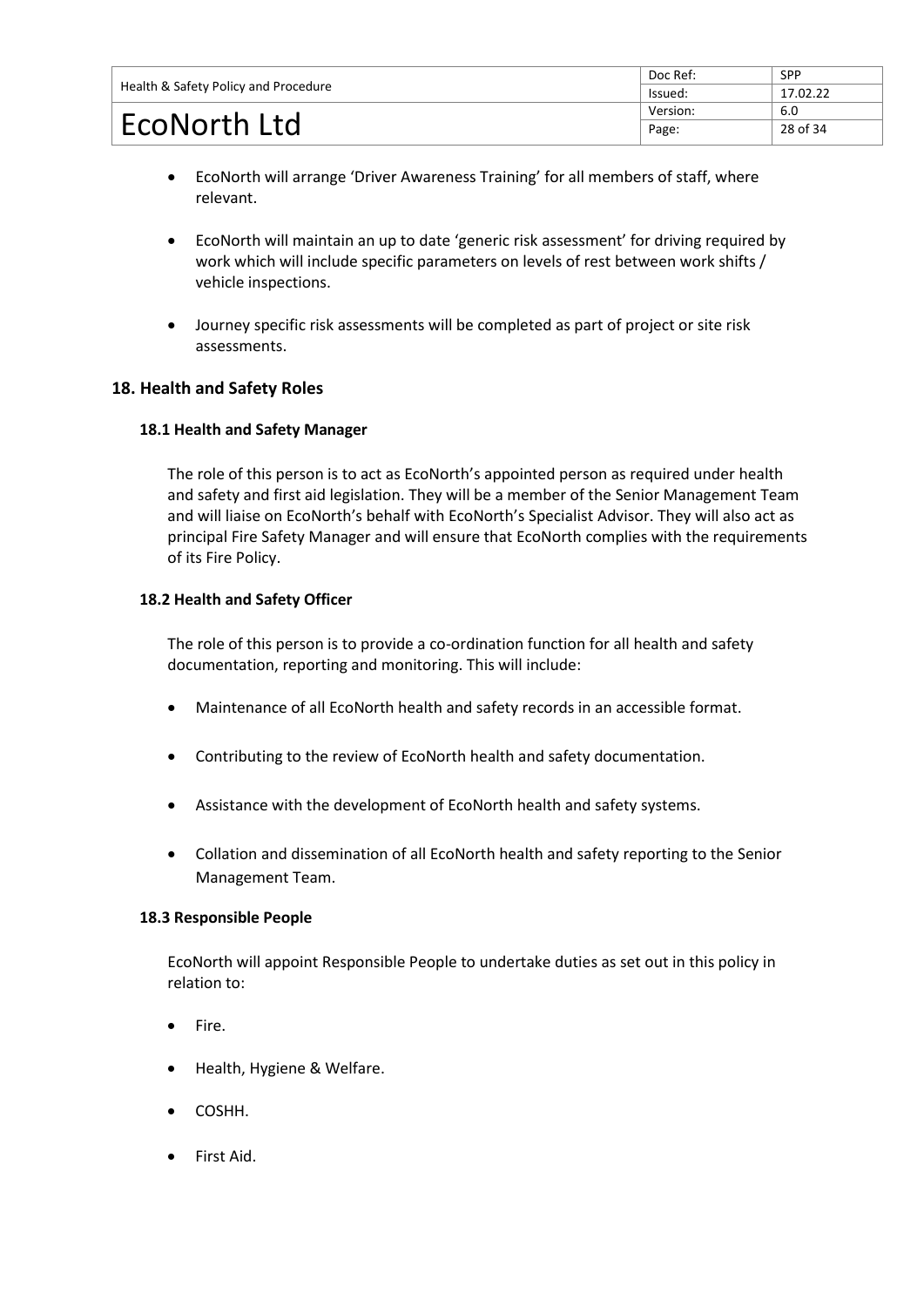- EcoNorth will arrange 'Driver Awareness Training' for all members of staff, where relevant.

- EcoNorth will maintain an up to date 'generic risk assessment' for driving required by work which will include specific parameters on levels of rest between work shifts / vehicle inspections.

- Journey specific risk assessments will be completed as part of project or site risk assessments.

## 18. Health and Safety Roles

### 18.1 Health and Safety Manager

The role of this person is to act as EcoNorth's appointed person as required under health and safety and first aid legislation. They will be a member of the Senior Management Team and will liaise on EcoNorth's behalf with EcoNorth's Specialist Advisor. They will also act as principal Fire Safety Manager and will ensure that EcoNorth complies with the requirements of its Fire Policy.

### 18.2 Health and Safety Officer

The role of this person is to provide a co-ordination function for all health and safety documentation, reporting and monitoring. This will include:

- Maintenance of all EcoNorth health and safety records in an accessible format.

- Contributing to the review of EcoNorth health and safety documentation.

- Assistance with the development of EcoNorth health and safety systems.

- Collation and dissemination of all EcoNorth health and safety reporting to the Senior Management Team.

### 18.3 Responsible People

EcoNorth will appoint Responsible People to undertake duties as set out in this policy in relation to:

- Fire.

- Health, Hygiene & Welfare.

- COSHH.

- First Aid.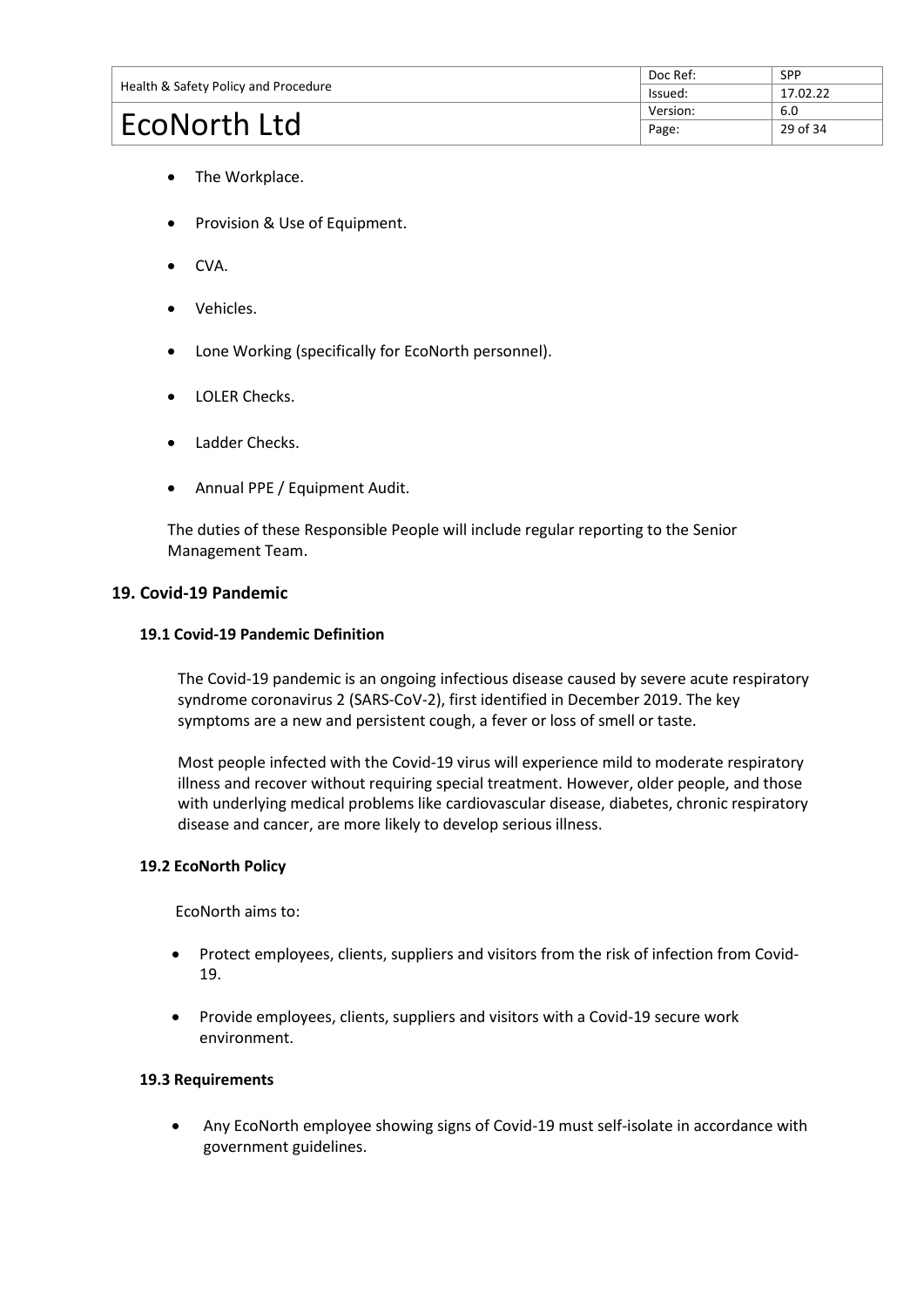- The Workplace.
- Provision & Use of Equipment.
- CVA.
- Vehicles.
- Lone Working (specifically for EcoNorth personnel).
- LOLER Checks.
- Ladder Checks.
- Annual PPE / Equipment Audit.

The duties of these Responsible People will include regular reporting to the Senior Management Team.

## 19. Covid-19 Pandemic

### 19.1 Covid-19 Pandemic Definition

The Covid-19 pandemic is an ongoing infectious disease caused by severe acute respiratory syndrome coronavirus 2 (SARS-CoV-2), first identified in December 2019. The key symptoms are a new and persistent cough, a fever or loss of smell or taste.

Most people infected with the Covid-19 virus will experience mild to moderate respiratory illness and recover without requiring special treatment. However, older people, and those with underlying medical problems like cardiovascular disease, diabetes, chronic respiratory disease and cancer, are more likely to develop serious illness.

### 19.2 EcoNorth Policy

EcoNorth aims to:

- Protect employees, clients, suppliers and visitors from the risk of infection from Covid-19.
- Provide employees, clients, suppliers and visitors with a Covid-19 secure work environment.

### 19.3 Requirements

- Any EcoNorth employee showing signs of Covid-19 must self-isolate in accordance with government guidelines.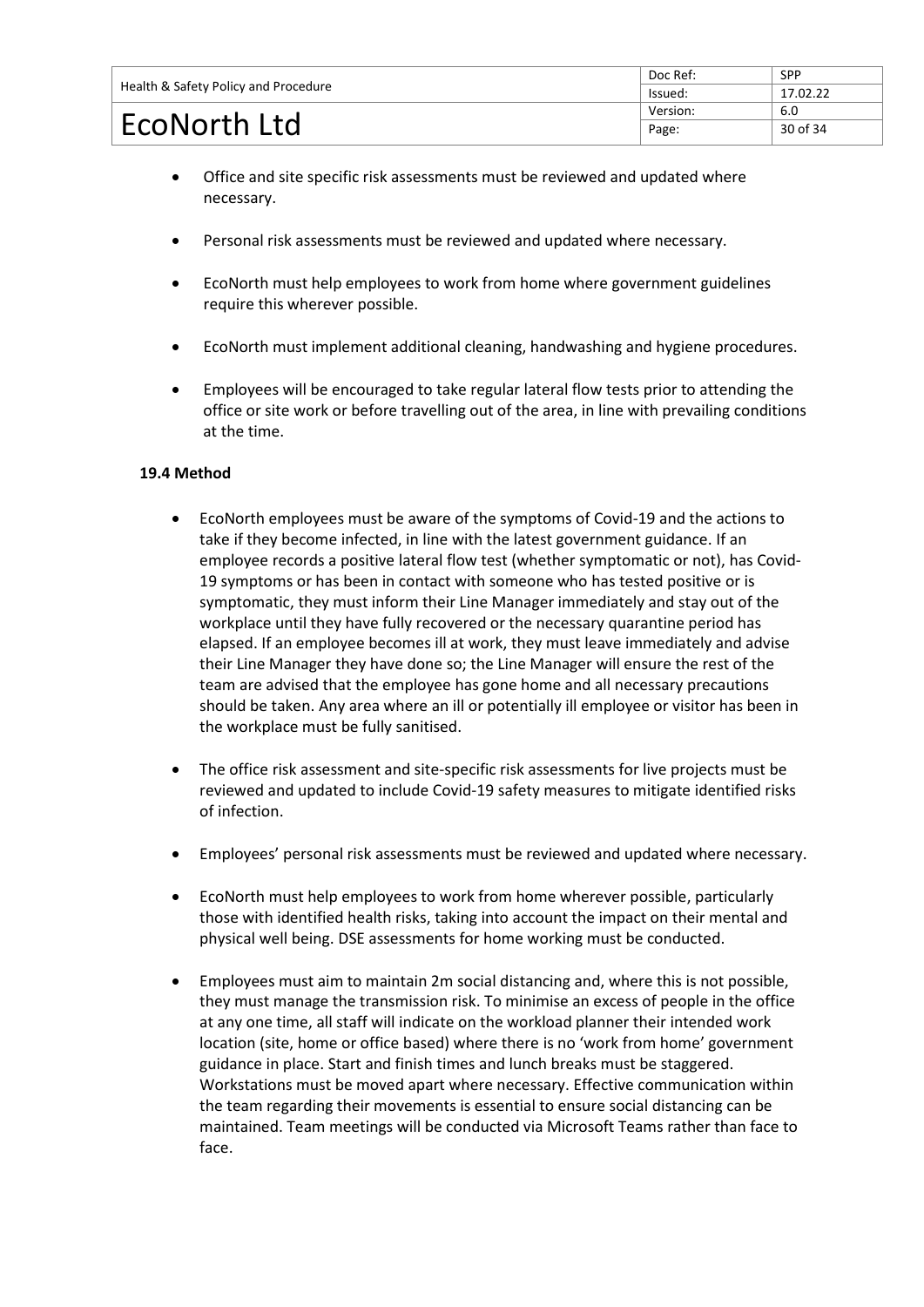- Office and site specific risk assessments must be reviewed and updated where necessary.

- Personal risk assessments must be reviewed and updated where necessary.

- EcoNorth must help employees to work from home where government guidelines require this wherever possible.

- EcoNorth must implement additional cleaning, handwashing and hygiene procedures.

- Employees will be encouraged to take regular lateral flow tests prior to attending the office or site work or before travelling out of the area, in line with prevailing conditions at the time.

**19.4 Method**

- EcoNorth employees must be aware of the symptoms of Covid-19 and the actions to take if they become infected, in line with the latest government guidance. If an employee records a positive lateral flow test (whether symptomatic or not), has Covid-19 symptoms or has been in contact with someone who has tested positive or is symptomatic, they must inform their Line Manager immediately and stay out of the workplace until they have fully recovered or the necessary quarantine period has elapsed. If an employee becomes ill at work, they must leave immediately and advise their Line Manager they have done so; the Line Manager will ensure the rest of the team are advised that the employee has gone home and all necessary precautions should be taken. Any area where an ill or potentially ill employee or visitor has been in the workplace must be fully sanitised.

- The office risk assessment and site-specific risk assessments for live projects must be reviewed and updated to include Covid-19 safety measures to mitigate identified risks of infection.

- Employees' personal risk assessments must be reviewed and updated where necessary.

- EcoNorth must help employees to work from home wherever possible, particularly those with identified health risks, taking into account the impact on their mental and physical well being. DSE assessments for home working must be conducted.

- Employees must aim to maintain 2m social distancing and, where this is not possible, they must manage the transmission risk. To minimise an excess of people in the office at any one time, all staff will indicate on the workload planner their intended work location (site, home or office based) where there is no 'work from home' government guidance in place. Start and finish times and lunch breaks must be staggered. Workstations must be moved apart where necessary. Effective communication within the team regarding their movements is essential to ensure social distancing can be maintained. Team meetings will be conducted via Microsoft Teams rather than face to face.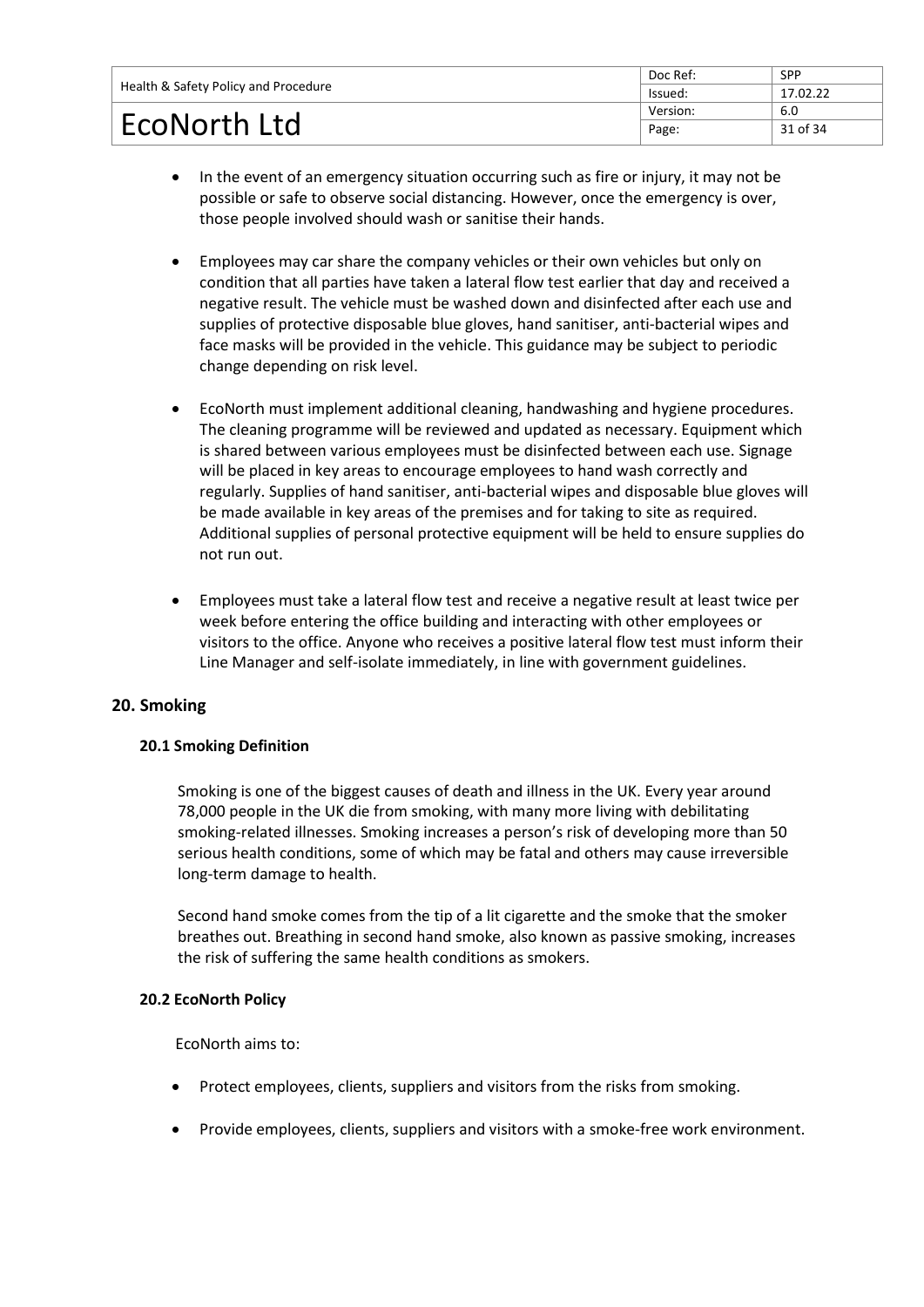- In the event of an emergency situation occurring such as fire or injury, it may not be possible or safe to observe social distancing. However, once the emergency is over, those people involved should wash or sanitise their hands.

- Employees may car share the company vehicles or their own vehicles but only on condition that all parties have taken a lateral flow test earlier that day and received a negative result. The vehicle must be washed down and disinfected after each use and supplies of protective disposable blue gloves, hand sanitiser, anti-bacterial wipes and face masks will be provided in the vehicle. This guidance may be subject to periodic change depending on risk level.

- EcoNorth must implement additional cleaning, handwashing and hygiene procedures. The cleaning programme will be reviewed and updated as necessary. Equipment which is shared between various employees must be disinfected between each use. Signage will be placed in key areas to encourage employees to hand wash correctly and regularly. Supplies of hand sanitiser, anti-bacterial wipes and disposable blue gloves will be made available in key areas of the premises and for taking to site as required. Additional supplies of personal protective equipment will be held to ensure supplies do not run out.

- Employees must take a lateral flow test and receive a negative result at least twice per week before entering the office building and interacting with other employees or visitors to the office. Anyone who receives a positive lateral flow test must inform their Line Manager and self-isolate immediately, in line with government guidelines.

## 20. Smoking

### 20.1 Smoking Definition

Smoking is one of the biggest causes of death and illness in the UK. Every year around 78,000 people in the UK die from smoking, with many more living with debilitating smoking-related illnesses. Smoking increases a person's risk of developing more than 50 serious health conditions, some of which may be fatal and others may cause irreversible long-term damage to health.

Second hand smoke comes from the tip of a lit cigarette and the smoke that the smoker breathes out. Breathing in second hand smoke, also known as passive smoking, increases the risk of suffering the same health conditions as smokers.

### 20.2 EcoNorth Policy

EcoNorth aims to:

- Protect employees, clients, suppliers and visitors from the risks from smoking.

- Provide employees, clients, suppliers and visitors with a smoke-free work environment.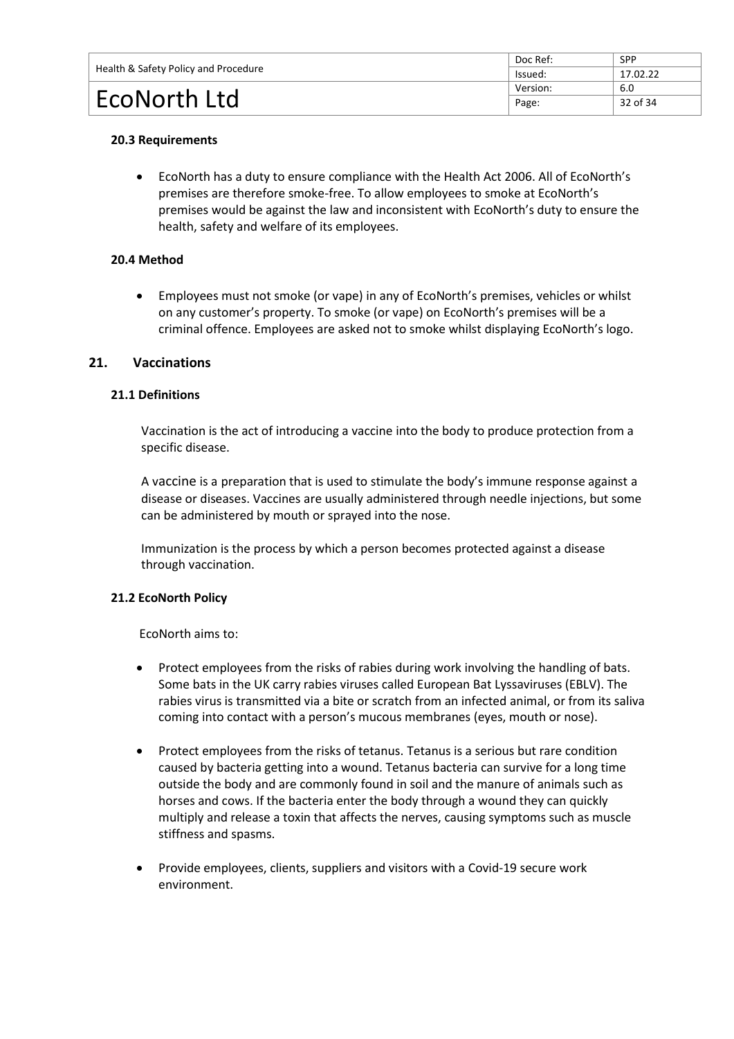**20.3 Requirements**

- EcoNorth has a duty to ensure compliance with the Health Act 2006. All of EcoNorth's premises are therefore smoke-free. To allow employees to smoke at EcoNorth's premises would be against the law and inconsistent with EcoNorth's duty to ensure the health, safety and welfare of its employees.

**20.4 Method**

- Employees must not smoke (or vape) in any of EcoNorth's premises, vehicles or whilst on any customer's property. To smoke (or vape) on EcoNorth's premises will be a criminal offence. Employees are asked not to smoke whilst displaying EcoNorth's logo.

## 21. Vaccinations

**21.1 Definitions**

Vaccination is the act of introducing a vaccine into the body to produce protection from a specific disease.

A vaccine is a preparation that is used to stimulate the body's immune response against a disease or diseases. Vaccines are usually administered through needle injections, but some can be administered by mouth or sprayed into the nose.

Immunization is the process by which a person becomes protected against a disease through vaccination.

**21.2 EcoNorth Policy**

EcoNorth aims to:

- Protect employees from the risks of rabies during work involving the handling of bats. Some bats in the UK carry rabies viruses called European Bat Lyssaviruses (EBLV). The rabies virus is transmitted via a bite or scratch from an infected animal, or from its saliva coming into contact with a person's mucous membranes (eyes, mouth or nose).

- Protect employees from the risks of tetanus. Tetanus is a serious but rare condition caused by bacteria getting into a wound. Tetanus bacteria can survive for a long time outside the body and are commonly found in soil and the manure of animals such as horses and cows. If the bacteria enter the body through a wound they can quickly multiply and release a toxin that affects the nerves, causing symptoms such as muscle stiffness and spasms.

- Provide employees, clients, suppliers and visitors with a Covid-19 secure work environment.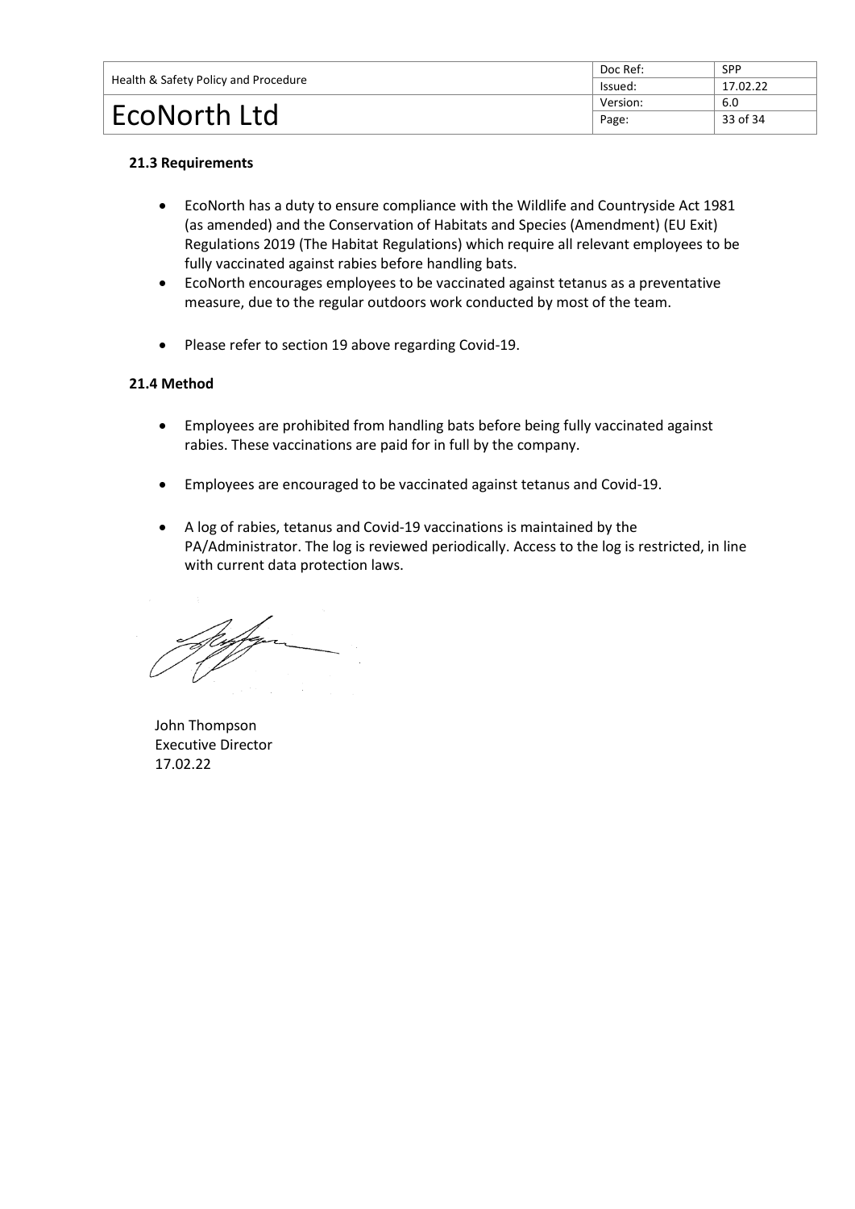### 21.3 Requirements

- EcoNorth has a duty to ensure compliance with the Wildlife and Countryside Act 1981 (as amended) and the Conservation of Habitats and Species (Amendment) (EU Exit) Regulations 2019 (The Habitat Regulations) which require all relevant employees to be fully vaccinated against rabies before handling bats.
- EcoNorth encourages employees to be vaccinated against tetanus as a preventative measure, due to the regular outdoors work conducted by most of the team.
- Please refer to section 19 above regarding Covid-19.

### 21.4 Method

- Employees are prohibited from handling bats before being fully vaccinated against rabies. These vaccinations are paid for in full by the company.
- Employees are encouraged to be vaccinated against tetanus and Covid-19.
- A log of rabies, tetanus and Covid-19 vaccinations is maintained by the PA/Administrator. The log is reviewed periodically. Access to the log is restricted, in line with current data protection laws.

John Thompson
Executive Director
17.02.22